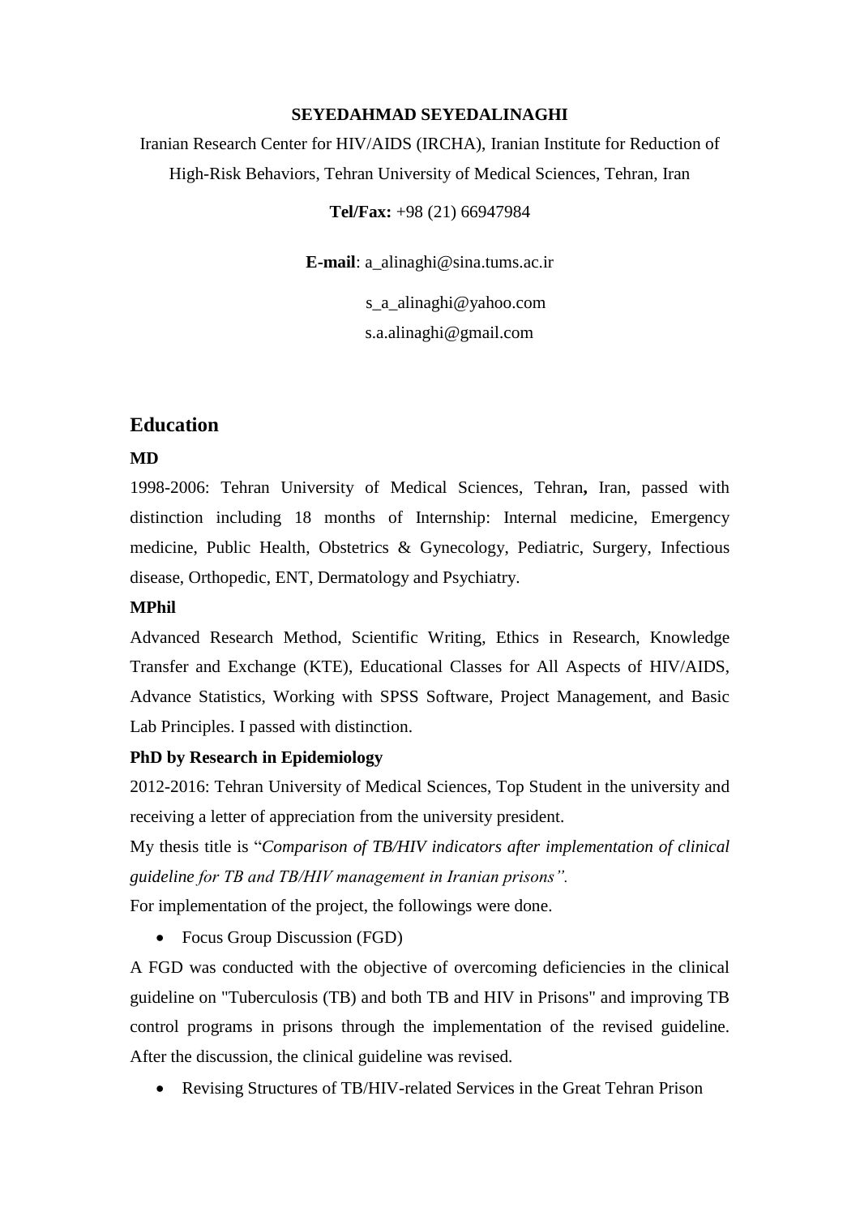**SEYEDAHMAD SEYEDALINAGHI**

Iranian Research Center for HIV/AIDS (IRCHA), Iranian Institute for Reduction of High-Risk Behaviors, Tehran University of Medical Sciences, Tehran, Iran

**Tel/Fax:** +98 (21) 66947984

**E-mail**: a_alinaghi@sina.tums.ac.ir

s_a_alinaghi@yahoo.com

s.a.alinaghi@gmail.com

## Education

**MD**

1998-2006: Tehran University of Medical Sciences, Tehran**,** Iran, passed with distinction including 18 months of Internship: Internal medicine, Emergency medicine, Public Health, Obstetrics & Gynecology, Pediatric, Surgery, Infectious disease, Orthopedic, ENT, Dermatology and Psychiatry.

**MPhil**

Advanced Research Method, Scientific Writing, Ethics in Research, Knowledge Transfer and Exchange (KTE), Educational Classes for All Aspects of HIV/AIDS, Advance Statistics, Working with SPSS Software, Project Management, and Basic Lab Principles. I passed with distinction.

**PhD by Research in Epidemiology**

2012-2016: Tehran University of Medical Sciences, Top Student in the university and receiving a letter of appreciation from the university president.

My thesis title is "*Comparison of TB/HIV indicators after implementation of clinical guideline for TB and TB/HIV management in Iranian prisons".*

For implementation of the project, the followings were done.

- Focus Group Discussion (FGD)

A FGD was conducted with the objective of overcoming deficiencies in the clinical guideline on "Tuberculosis (TB) and both TB and HIV in Prisons" and improving TB control programs in prisons through the implementation of the revised guideline. After the discussion, the clinical guideline was revised.

- Revising Structures of TB/HIV-related Services in the Great Tehran Prison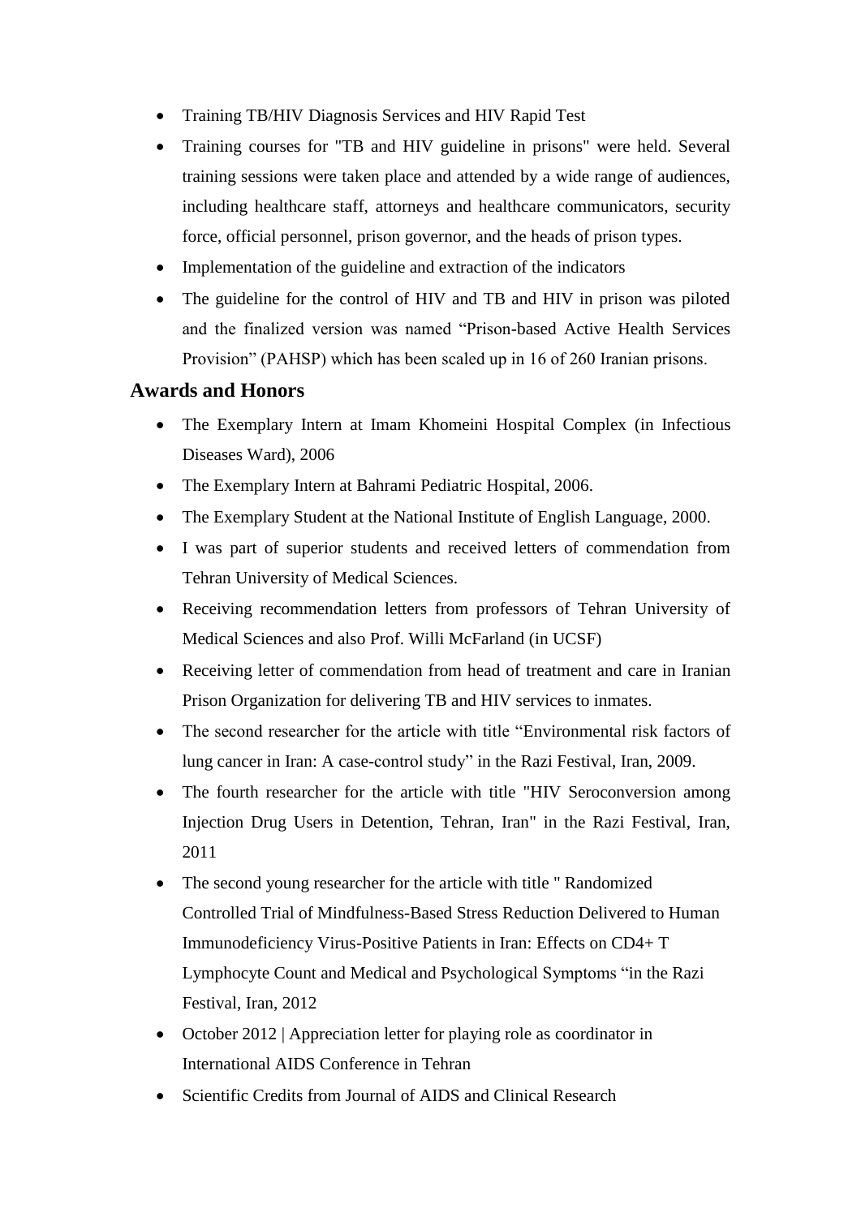- Training TB/HIV Diagnosis Services and HIV Rapid Test
- Training courses for "TB and HIV guideline in prisons" were held. Several training sessions were taken place and attended by a wide range of audiences, including healthcare staff, attorneys and healthcare communicators, security force, official personnel, prison governor, and the heads of prison types.
- Implementation of the guideline and extraction of the indicators
- The guideline for the control of HIV and TB and HIV in prison was piloted and the finalized version was named “Prison-based Active Health Services Provision” (PAHSP) which has been scaled up in 16 of 260 Iranian prisons.

## Awards and Honors

- The Exemplary Intern at Imam Khomeini Hospital Complex (in Infectious Diseases Ward), 2006
- The Exemplary Intern at Bahrami Pediatric Hospital, 2006.
- The Exemplary Student at the National Institute of English Language, 2000.
- I was part of superior students and received letters of commendation from Tehran University of Medical Sciences.
- Receiving recommendation letters from professors of Tehran University of Medical Sciences and also Prof. Willi McFarland (in UCSF)
- Receiving letter of commendation from head of treatment and care in Iranian Prison Organization for delivering TB and HIV services to inmates.
- The second researcher for the article with title “Environmental risk factors of lung cancer in Iran: A case-control study” in the Razi Festival, Iran, 2009.
- The fourth researcher for the article with title "HIV Seroconversion among Injection Drug Users in Detention, Tehran, Iran" in the Razi Festival, Iran, 2011
- The second young researcher for the article with title " Randomized Controlled Trial of Mindfulness-Based Stress Reduction Delivered to Human Immunodeficiency Virus-Positive Patients in Iran: Effects on CD4+ T Lymphocyte Count and Medical and Psychological Symptoms “in the Razi Festival, Iran, 2012
- October 2012 | Appreciation letter for playing role as coordinator in International AIDS Conference in Tehran
- Scientific Credits from Journal of AIDS and Clinical Research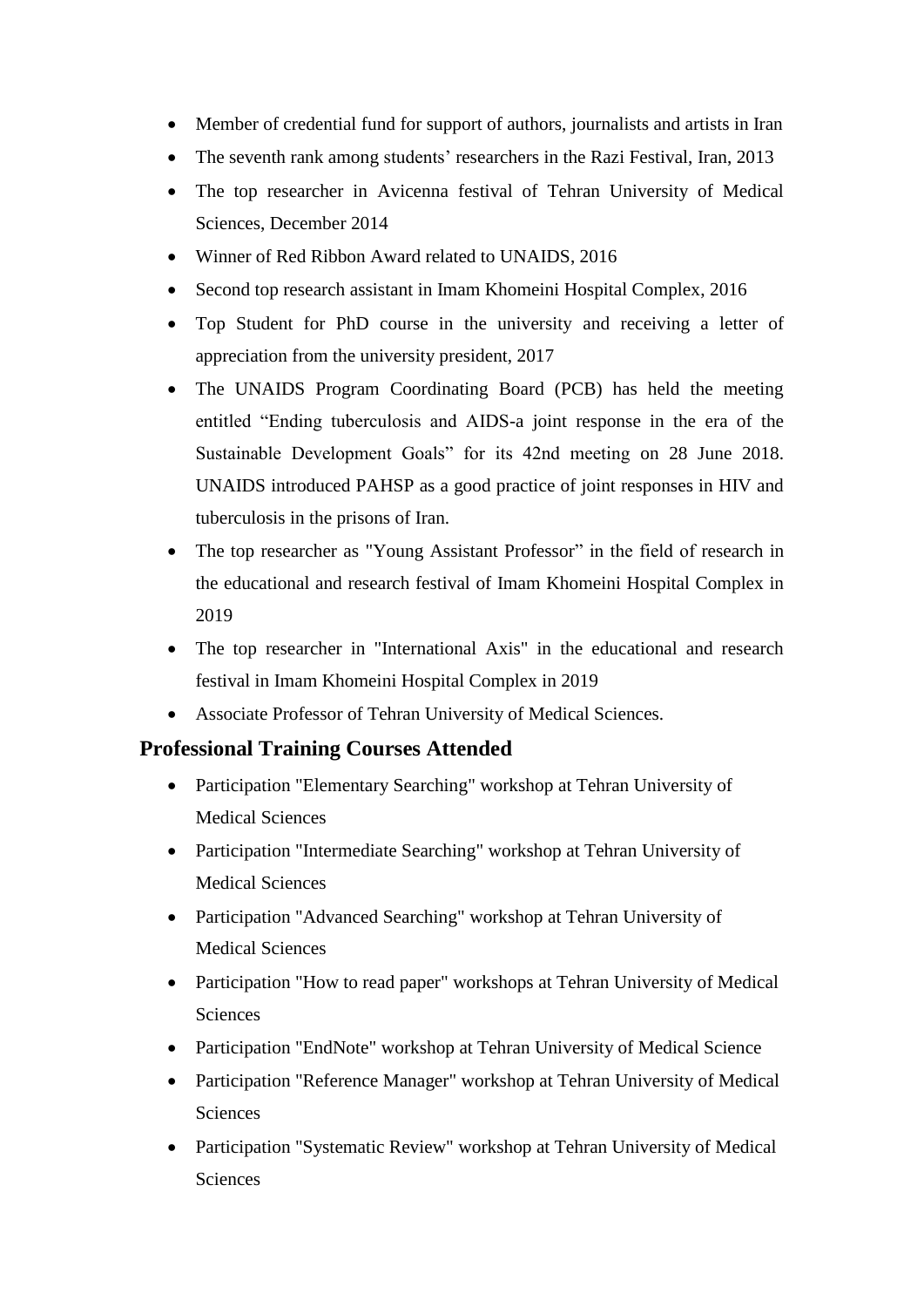- Member of credential fund for support of authors, journalists and artists in Iran
- The seventh rank among students' researchers in the Razi Festival, Iran, 2013
- The top researcher in Avicenna festival of Tehran University of Medical Sciences, December 2014
- Winner of Red Ribbon Award related to UNAIDS, 2016
- Second top research assistant in Imam Khomeini Hospital Complex, 2016
- Top Student for PhD course in the university and receiving a letter of appreciation from the university president, 2017
- The UNAIDS Program Coordinating Board (PCB) has held the meeting entitled "Ending tuberculosis and AIDS-a joint response in the era of the Sustainable Development Goals" for its 42nd meeting on 28 June 2018. UNAIDS introduced PAHSP as a good practice of joint responses in HIV and tuberculosis in the prisons of Iran.
- The top researcher as "Young Assistant Professor" in the field of research in the educational and research festival of Imam Khomeini Hospital Complex in 2019
- The top researcher in "International Axis" in the educational and research festival in Imam Khomeini Hospital Complex in 2019
- Associate Professor of Tehran University of Medical Sciences.

## Professional Training Courses Attended

- Participation "Elementary Searching" workshop at Tehran University of Medical Sciences
- Participation "Intermediate Searching" workshop at Tehran University of Medical Sciences
- Participation "Advanced Searching" workshop at Tehran University of Medical Sciences
- Participation "How to read paper" workshops at Tehran University of Medical Sciences
- Participation "EndNote" workshop at Tehran University of Medical Science
- Participation "Reference Manager" workshop at Tehran University of Medical Sciences
- Participation "Systematic Review" workshop at Tehran University of Medical Sciences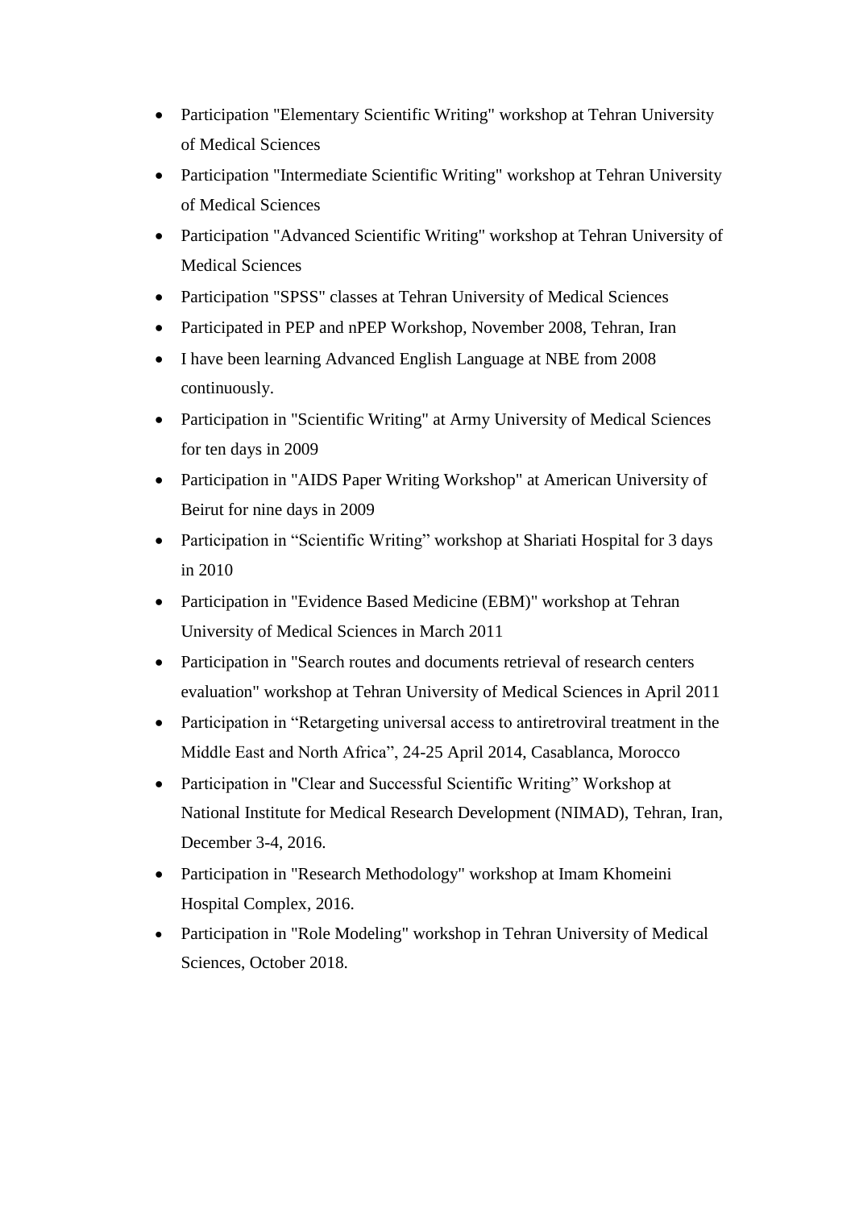- Participation "Elementary Scientific Writing" workshop at Tehran University of Medical Sciences
- Participation "Intermediate Scientific Writing" workshop at Tehran University of Medical Sciences
- Participation "Advanced Scientific Writing" workshop at Tehran University of Medical Sciences
- Participation "SPSS" classes at Tehran University of Medical Sciences
- Participated in PEP and nPEP Workshop, November 2008, Tehran, Iran
- I have been learning Advanced English Language at NBE from 2008 continuously.
- Participation in "Scientific Writing" at Army University of Medical Sciences for ten days in 2009
- Participation in "AIDS Paper Writing Workshop" at American University of Beirut for nine days in 2009
- Participation in "Scientific Writing" workshop at Shariati Hospital for 3 days in 2010
- Participation in "Evidence Based Medicine (EBM)" workshop at Tehran University of Medical Sciences in March 2011
- Participation in "Search routes and documents retrieval of research centers evaluation" workshop at Tehran University of Medical Sciences in April 2011
- Participation in "Retargeting universal access to antiretroviral treatment in the Middle East and North Africa", 24-25 April 2014, Casablanca, Morocco
- Participation in "Clear and Successful Scientific Writing" Workshop at National Institute for Medical Research Development (NIMAD), Tehran, Iran, December 3-4, 2016.
- Participation in "Research Methodology" workshop at Imam Khomeini Hospital Complex, 2016.
- Participation in "Role Modeling" workshop in Tehran University of Medical Sciences, October 2018.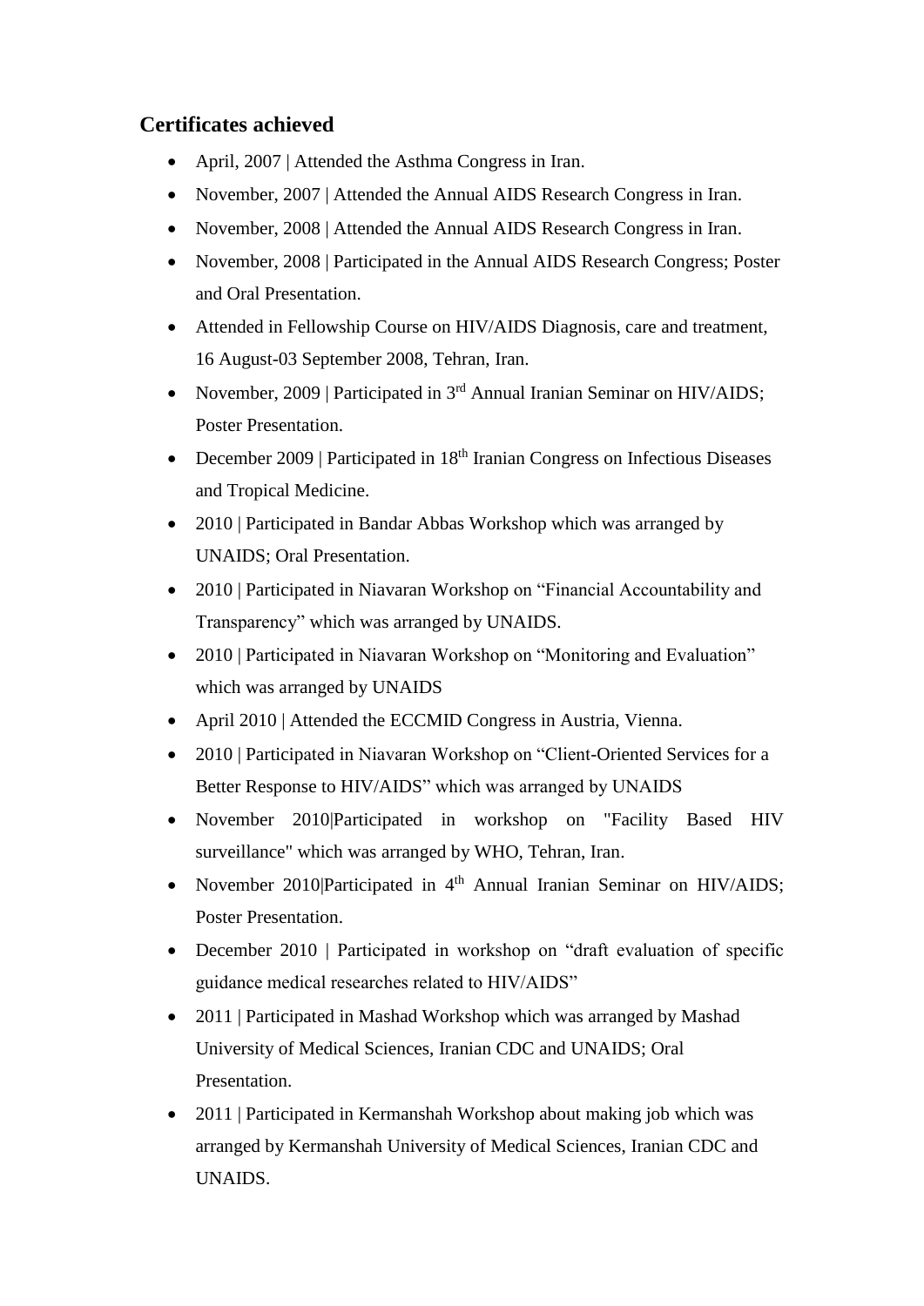## Certificates achieved

- April, 2007 | Attended the Asthma Congress in Iran.
- November, 2007 | Attended the Annual AIDS Research Congress in Iran.
- November, 2008 | Attended the Annual AIDS Research Congress in Iran.
- November, 2008 | Participated in the Annual AIDS Research Congress; Poster and Oral Presentation.
- Attended in Fellowship Course on HIV/AIDS Diagnosis, care and treatment, 16 August-03 September 2008, Tehran, Iran.
- November, 2009 | Participated in 3rd Annual Iranian Seminar on HIV/AIDS; Poster Presentation.
- December 2009 | Participated in 18th Iranian Congress on Infectious Diseases and Tropical Medicine.
- 2010 | Participated in Bandar Abbas Workshop which was arranged by UNAIDS; Oral Presentation.
- 2010 | Participated in Niavaran Workshop on "Financial Accountability and Transparency" which was arranged by UNAIDS.
- 2010 | Participated in Niavaran Workshop on "Monitoring and Evaluation" which was arranged by UNAIDS
- April 2010 | Attended the ECCMID Congress in Austria, Vienna.
- 2010 | Participated in Niavaran Workshop on "Client-Oriented Services for a Better Response to HIV/AIDS" which was arranged by UNAIDS
- November 2010|Participated in workshop on "Facility Based HIV surveillance" which was arranged by WHO, Tehran, Iran.
- November 2010|Participated in 4th Annual Iranian Seminar on HIV/AIDS; Poster Presentation.
- December 2010 | Participated in workshop on "draft evaluation of specific guidance medical researches related to HIV/AIDS"
- 2011 | Participated in Mashad Workshop which was arranged by Mashad University of Medical Sciences, Iranian CDC and UNAIDS; Oral Presentation.
- 2011 | Participated in Kermanshah Workshop about making job which was arranged by Kermanshah University of Medical Sciences, Iranian CDC and UNAIDS.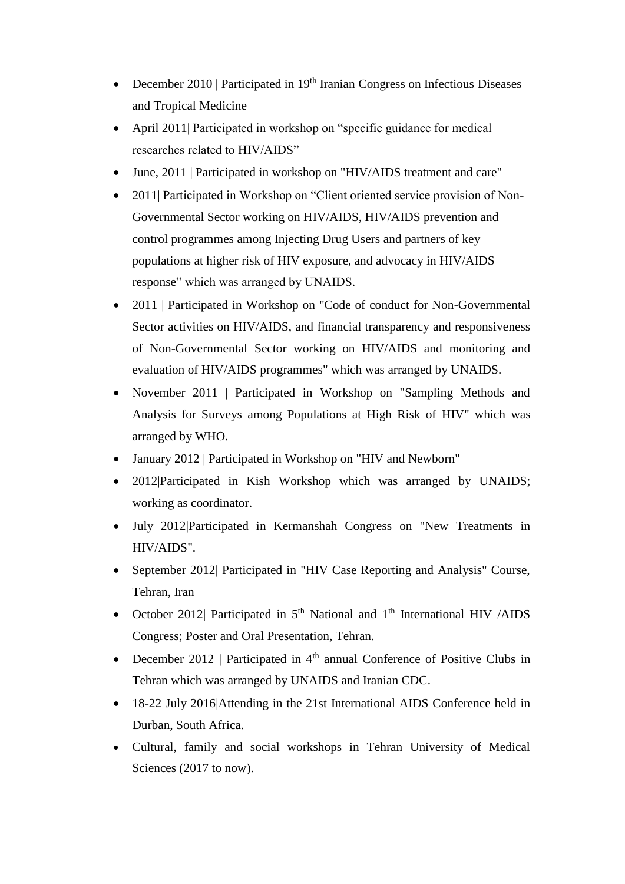- December 2010 | Participated in 19th Iranian Congress on Infectious Diseases and Tropical Medicine
- April 2011| Participated in workshop on "specific guidance for medical researches related to HIV/AIDS"
- June, 2011 | Participated in workshop on "HIV/AIDS treatment and care"
- 2011| Participated in Workshop on "Client oriented service provision of Non-Governmental Sector working on HIV/AIDS, HIV/AIDS prevention and control programmes among Injecting Drug Users and partners of key populations at higher risk of HIV exposure, and advocacy in HIV/AIDS response" which was arranged by UNAIDS.
- 2011 | Participated in Workshop on "Code of conduct for Non-Governmental Sector activities on HIV/AIDS, and financial transparency and responsiveness of Non-Governmental Sector working on HIV/AIDS and monitoring and evaluation of HIV/AIDS programmes" which was arranged by UNAIDS.
- November 2011 | Participated in Workshop on "Sampling Methods and Analysis for Surveys among Populations at High Risk of HIV" which was arranged by WHO.
- January 2012 | Participated in Workshop on "HIV and Newborn"
- 2012|Participated in Kish Workshop which was arranged by UNAIDS; working as coordinator.
- July 2012|Participated in Kermanshah Congress on "New Treatments in HIV/AIDS".
- September 2012| Participated in "HIV Case Reporting and Analysis" Course, Tehran, Iran
- October 2012| Participated in 5th National and 1th International HIV /AIDS Congress; Poster and Oral Presentation, Tehran.
- December 2012 | Participated in 4th annual Conference of Positive Clubs in Tehran which was arranged by UNAIDS and Iranian CDC.
- 18-22 July 2016|Attending in the 21st International AIDS Conference held in Durban, South Africa.
- Cultural, family and social workshops in Tehran University of Medical Sciences (2017 to now).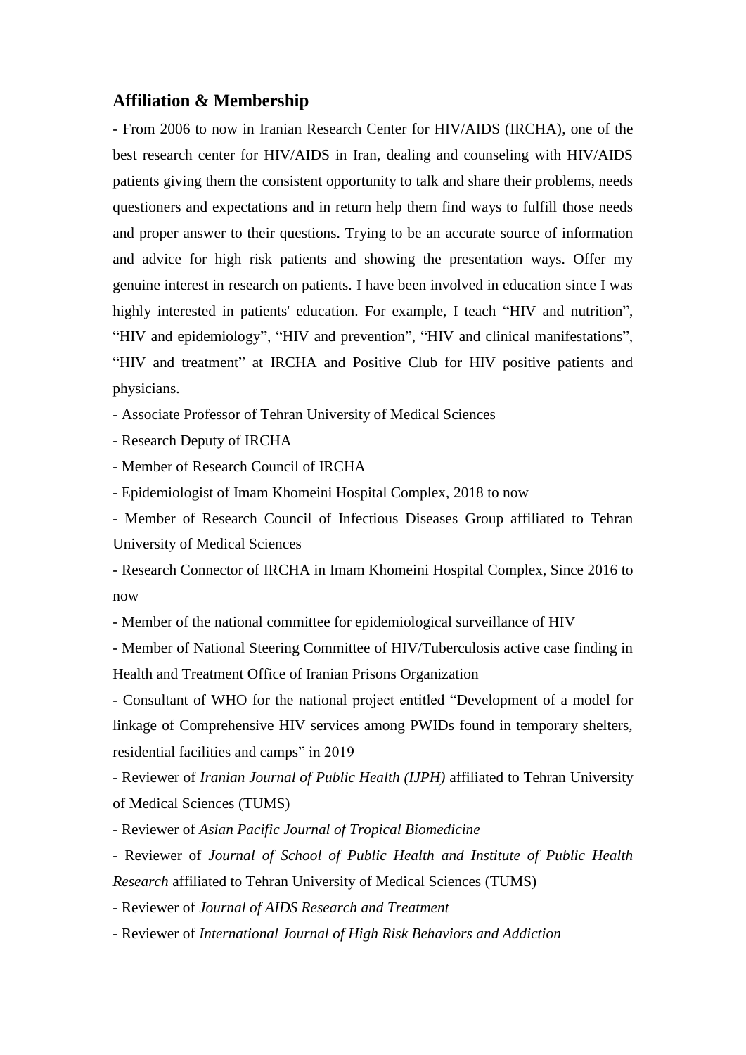## Affiliation & Membership

- From 2006 to now in Iranian Research Center for HIV/AIDS (IRCHA), one of the best research center for HIV/AIDS in Iran, dealing and counseling with HIV/AIDS patients giving them the consistent opportunity to talk and share their problems, needs questioners and expectations and in return help them find ways to fulfill those needs and proper answer to their questions. Trying to be an accurate source of information and advice for high risk patients and showing the presentation ways. Offer my genuine interest in research on patients. I have been involved in education since I was highly interested in patients' education. For example, I teach "HIV and nutrition", "HIV and epidemiology", "HIV and prevention", "HIV and clinical manifestations", "HIV and treatment" at IRCHA and Positive Club for HIV positive patients and physicians.
- Associate Professor of Tehran University of Medical Sciences
- Research Deputy of IRCHA
- Member of Research Council of IRCHA
- Epidemiologist of Imam Khomeini Hospital Complex, 2018 to now
- Member of Research Council of Infectious Diseases Group affiliated to Tehran University of Medical Sciences
- Research Connector of IRCHA in Imam Khomeini Hospital Complex, Since 2016 to now
- Member of the national committee for epidemiological surveillance of HIV
- Member of National Steering Committee of HIV/Tuberculosis active case finding in Health and Treatment Office of Iranian Prisons Organization
- Consultant of WHO for the national project entitled "Development of a model for linkage of Comprehensive HIV services among PWIDs found in temporary shelters, residential facilities and camps" in 2019
- Reviewer of *Iranian Journal of Public Health (IJPH)* affiliated to Tehran University of Medical Sciences (TUMS)
- Reviewer of *Asian Pacific Journal of Tropical Biomedicine*
- Reviewer of *Journal of School of Public Health and Institute of Public Health Research* affiliated to Tehran University of Medical Sciences (TUMS)
- Reviewer of *Journal of AIDS Research and Treatment*
- Reviewer of *International Journal of High Risk Behaviors and Addiction*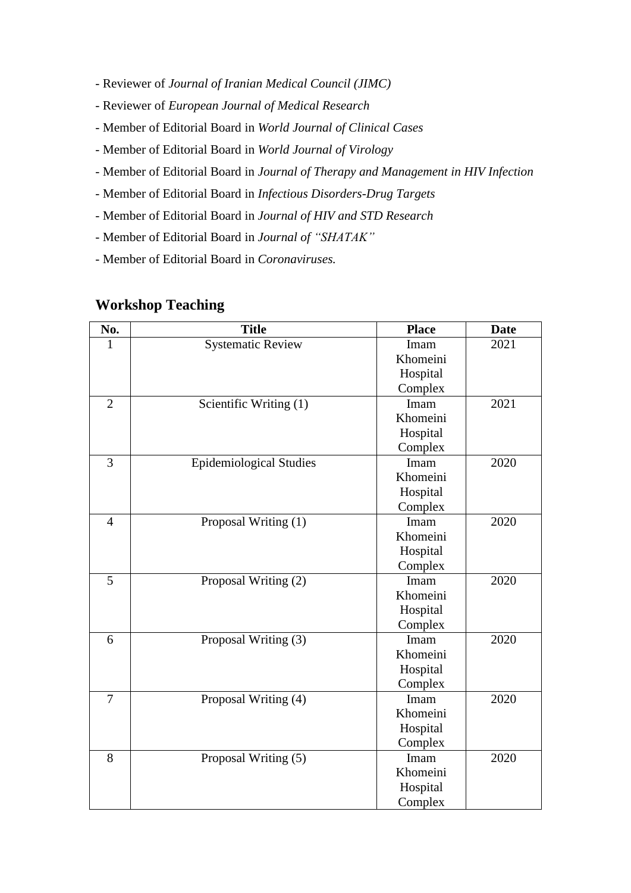- Reviewer of *Journal of Iranian Medical Council (JIMC)*

- Reviewer of *European Journal of Medical Research*

- Member of Editorial Board in *World Journal of Clinical Cases*

- Member of Editorial Board in *World Journal of Virology*

- Member of Editorial Board in *Journal of Therapy and Management in HIV Infection*

- Member of Editorial Board in *Infectious Disorders-Drug Targets*

- Member of Editorial Board in *Journal of HIV and STD Research*

- Member of Editorial Board in *Journal of "SHATAK"*

- Member of Editorial Board in *Coronaviruses.*

## Workshop Teaching

| No. | Title | Place | Date |
|---|---|---|---|
| 1 | Systematic Review | Imam Khomeini Hospital Complex | 2021 |
| 2 | Scientific Writing (1) | Imam Khomeini Hospital Complex | 2021 |
| 3 | Epidemiological Studies | Imam Khomeini Hospital Complex | 2020 |
| 4 | Proposal Writing (1) | Imam Khomeini Hospital Complex | 2020 |
| 5 | Proposal Writing (2) | Imam Khomeini Hospital Complex | 2020 |
| 6 | Proposal Writing (3) | Imam Khomeini Hospital Complex | 2020 |
| 7 | Proposal Writing (4) | Imam Khomeini Hospital Complex | 2020 |
| 8 | Proposal Writing (5) | Imam Khomeini Hospital Complex | 2020 |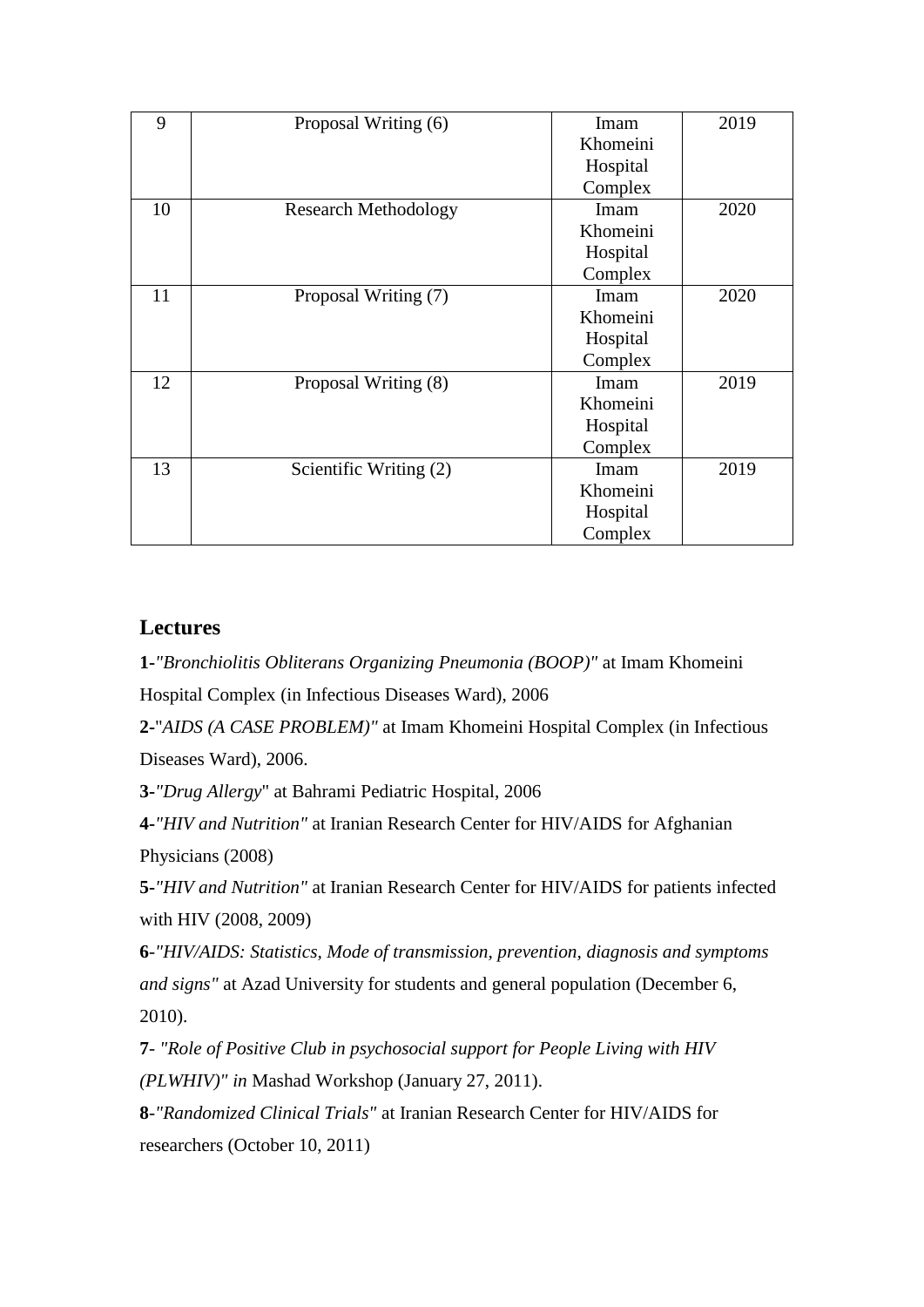| | | | |
|---|---|---|---|
| 9 | Proposal Writing (6) | Imam Khomeini Hospital Complex | 2019 |
| 10 | Research Methodology | Imam Khomeini Hospital Complex | 2020 |
| 11 | Proposal Writing (7) | Imam Khomeini Hospital Complex | 2020 |
| 12 | Proposal Writing (8) | Imam Khomeini Hospital Complex | 2019 |
| 13 | Scientific Writing (2) | Imam Khomeini Hospital Complex | 2019 |

## Lectures

**1-***"Bronchiolitis Obliterans Organizing Pneumonia (BOOP)"* at Imam Khomeini Hospital Complex (in Infectious Diseases Ward), 2006

**2-**"*AIDS (A CASE PROBLEM)"* at Imam Khomeini Hospital Complex (in Infectious Diseases Ward), 2006.

**3-***"Drug Allergy*" at Bahrami Pediatric Hospital, 2006

**4-***"HIV and Nutrition"* at Iranian Research Center for HIV/AIDS for Afghanian Physicians (2008)

**5-***"HIV and Nutrition"* at Iranian Research Center for HIV/AIDS for patients infected with HIV (2008, 2009)

**6**-*"HIV/AIDS: Statistics, Mode of transmission, prevention, diagnosis and symptoms and signs"* at Azad University for students and general population (December 6, 2010).

**7**- *"Role of Positive Club in psychosocial support for People Living with HIV (PLWHIV)" in* Mashad Workshop (January 27, 2011).

**8**-*"Randomized Clinical Trials"* at Iranian Research Center for HIV/AIDS for researchers (October 10, 2011)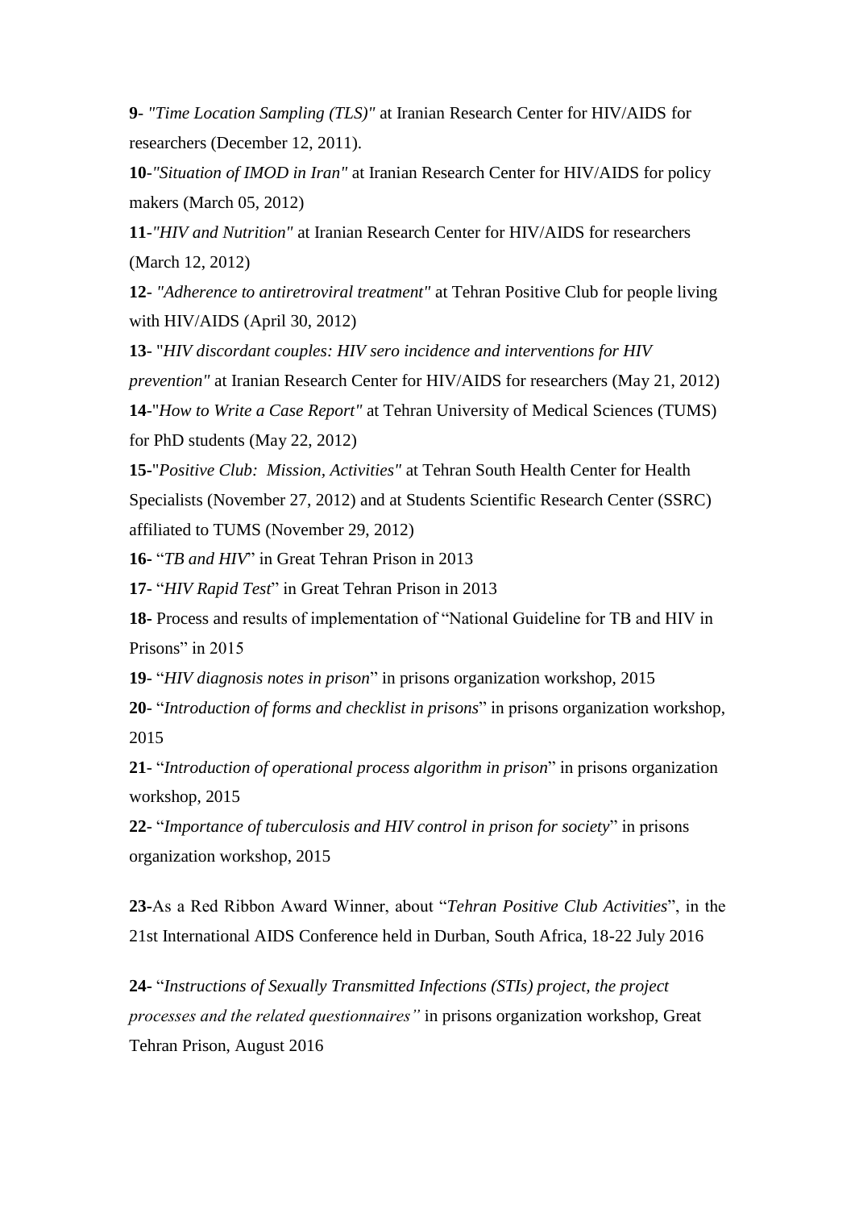**9**- *"Time Location Sampling (TLS)"* at Iranian Research Center for HIV/AIDS for researchers (December 12, 2011).

**10**-*"Situation of IMOD in Iran"* at Iranian Research Center for HIV/AIDS for policy makers (March 05, 2012)

**11**-*"HIV and Nutrition"* at Iranian Research Center for HIV/AIDS for researchers (March 12, 2012)

**12**- *"Adherence to antiretroviral treatment"* at Tehran Positive Club for people living with HIV/AIDS (April 30, 2012)

**13**- "*HIV discordant couples: HIV sero incidence and interventions for HIV prevention"* at Iranian Research Center for HIV/AIDS for researchers (May 21, 2012)

**14**-"*How to Write a Case Report"* at Tehran University of Medical Sciences (TUMS) for PhD students (May 22, 2012)

**15-**"*Positive Club: Mission, Activities"* at Tehran South Health Center for Health Specialists (November 27, 2012) and at Students Scientific Research Center (SSRC) affiliated to TUMS (November 29, 2012)

**16-** "*TB and HIV*" in Great Tehran Prison in 2013

**17**- "*HIV Rapid Test*" in Great Tehran Prison in 2013

**18-** Process and results of implementation of "National Guideline for TB and HIV in Prisons" in 2015

**19**- "*HIV diagnosis notes in prison*" in prisons organization workshop, 2015

**20**- "*Introduction of forms and checklist in prisons*" in prisons organization workshop, 2015

**21**- "*Introduction of operational process algorithm in prison*" in prisons organization workshop, 2015

**22**- "*Importance of tuberculosis and HIV control in prison for society*" in prisons organization workshop, 2015

**23-**As a Red Ribbon Award Winner, about "*Tehran Positive Club Activities*", in the 21st International AIDS Conference held in Durban, South Africa, 18-22 July 2016

**24-** "*Instructions of Sexually Transmitted Infections (STIs) project, the project processes and the related questionnaires"* in prisons organization workshop, Great Tehran Prison, August 2016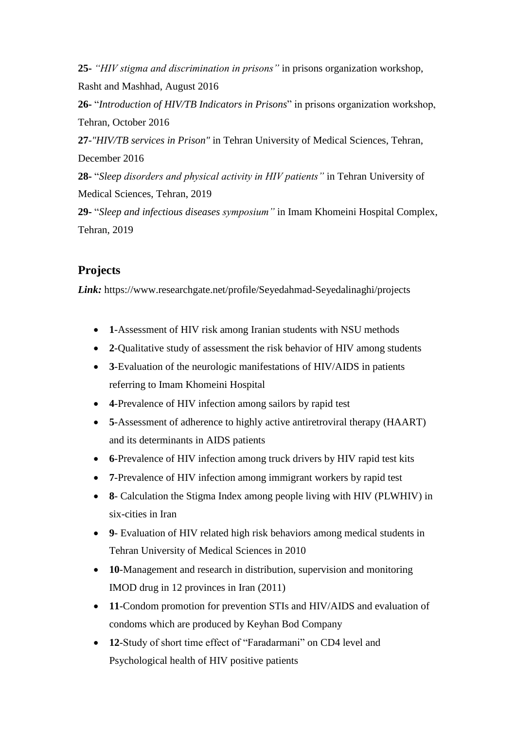**25-** *"HIV stigma and discrimination in prisons"* in prisons organization workshop, Rasht and Mashhad, August 2016

**26-** "*Introduction of HIV/TB Indicators in Prisons*" in prisons organization workshop, Tehran, October 2016

**27-***"HIV/TB services in Prison"* in Tehran University of Medical Sciences, Tehran, December 2016

**28-** "*Sleep disorders and physical activity in HIV patients"* in Tehran University of Medical Sciences, Tehran, 2019

**29-** "*Sleep and infectious diseases symposium"* in Imam Khomeini Hospital Complex, Tehran, 2019

## Projects

***Link:*** https://www.researchgate.net/profile/Seyedahmad-Seyedalinaghi/projects

- **1**-Assessment of HIV risk among Iranian students with NSU methods
- **2**-Qualitative study of assessment the risk behavior of HIV among students
- **3**-Evaluation of the neurologic manifestations of HIV/AIDS in patients referring to Imam Khomeini Hospital
- **4**-Prevalence of HIV infection among sailors by rapid test
- **5**-Assessment of adherence to highly active antiretroviral therapy (HAART) and its determinants in AIDS patients
- **6**-Prevalence of HIV infection among truck drivers by HIV rapid test kits
- **7**-Prevalence of HIV infection among immigrant workers by rapid test
- **8**- Calculation the Stigma Index among people living with HIV (PLWHIV) in six-cities in Iran
- **9**- Evaluation of HIV related high risk behaviors among medical students in Tehran University of Medical Sciences in 2010
- **10**-Management and research in distribution, supervision and monitoring IMOD drug in 12 provinces in Iran (2011)
- **11**-Condom promotion for prevention STIs and HIV/AIDS and evaluation of condoms which are produced by Keyhan Bod Company
- **12**-Study of short time effect of "Faradarmani" on CD4 level and Psychological health of HIV positive patients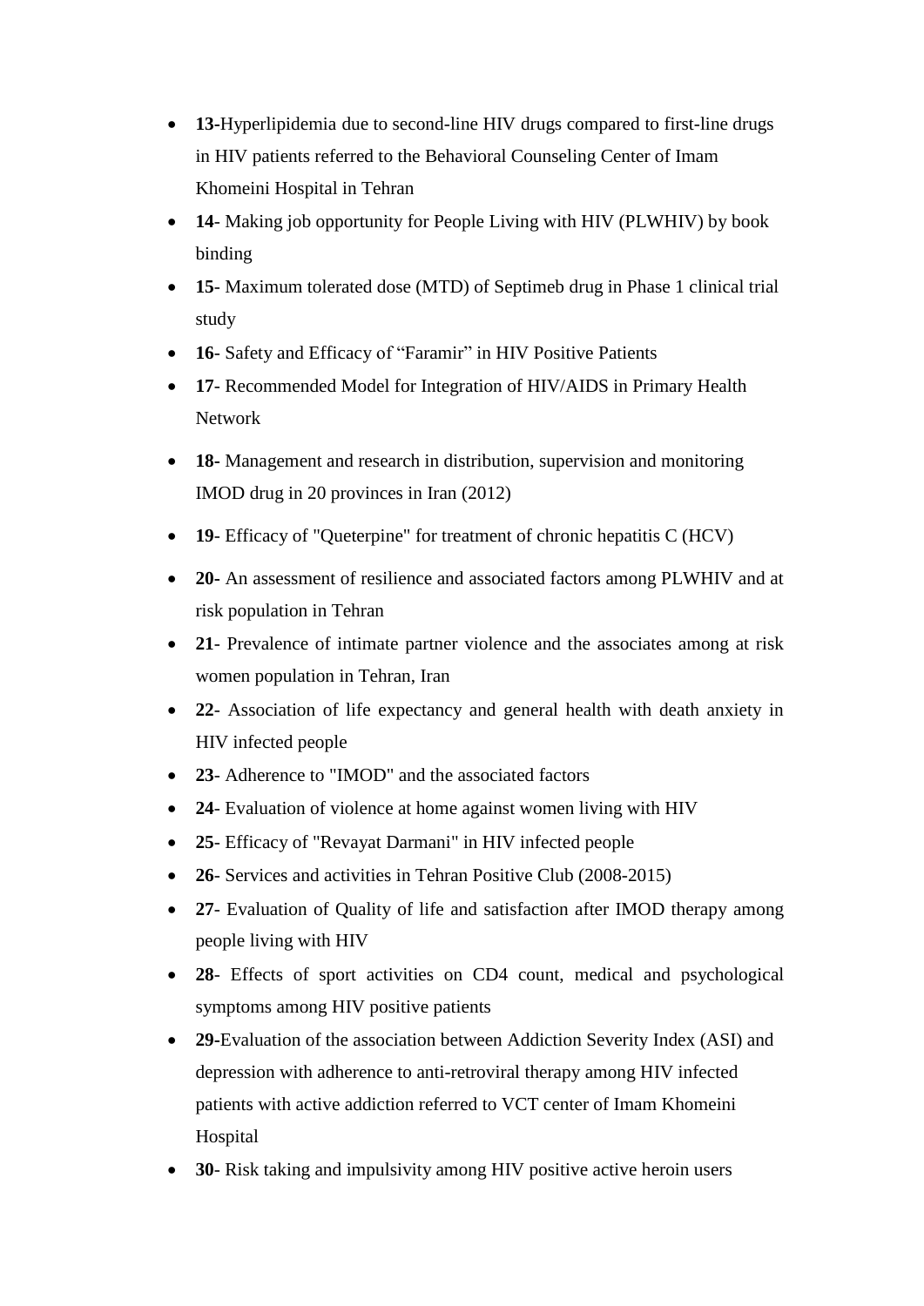- **13**-Hyperlipidemia due to second-line HIV drugs compared to first-line drugs in HIV patients referred to the Behavioral Counseling Center of Imam Khomeini Hospital in Tehran
- **14**- Making job opportunity for People Living with HIV (PLWHIV) by book binding
- **15**- Maximum tolerated dose (MTD) of Septimeb drug in Phase 1 clinical trial study
- **16**- Safety and Efficacy of “Faramir” in HIV Positive Patients
- **17**- Recommended Model for Integration of HIV/AIDS in Primary Health Network
- **18**- Management and research in distribution, supervision and monitoring IMOD drug in 20 provinces in Iran (2012)
- **19**- Efficacy of "Queterpine" for treatment of chronic hepatitis C (HCV)
- **20**- An assessment of resilience and associated factors among PLWHIV and at risk population in Tehran
- **21**- Prevalence of intimate partner violence and the associates among at risk women population in Tehran, Iran
- **22**- Association of life expectancy and general health with death anxiety in HIV infected people
- **23**- Adherence to "IMOD" and the associated factors
- **24**- Evaluation of violence at home against women living with HIV
- **25**- Efficacy of "Revayat Darmani" in HIV infected people
- **26**- Services and activities in Tehran Positive Club (2008-2015)
- **27**- Evaluation of Quality of life and satisfaction after IMOD therapy among people living with HIV
- **28**- Effects of sport activities on CD4 count, medical and psychological symptoms among HIV positive patients
- **29**-Evaluation of the association between Addiction Severity Index (ASI) and depression with adherence to anti-retroviral therapy among HIV infected patients with active addiction referred to VCT center of Imam Khomeini Hospital
- **30**- Risk taking and impulsivity among HIV positive active heroin users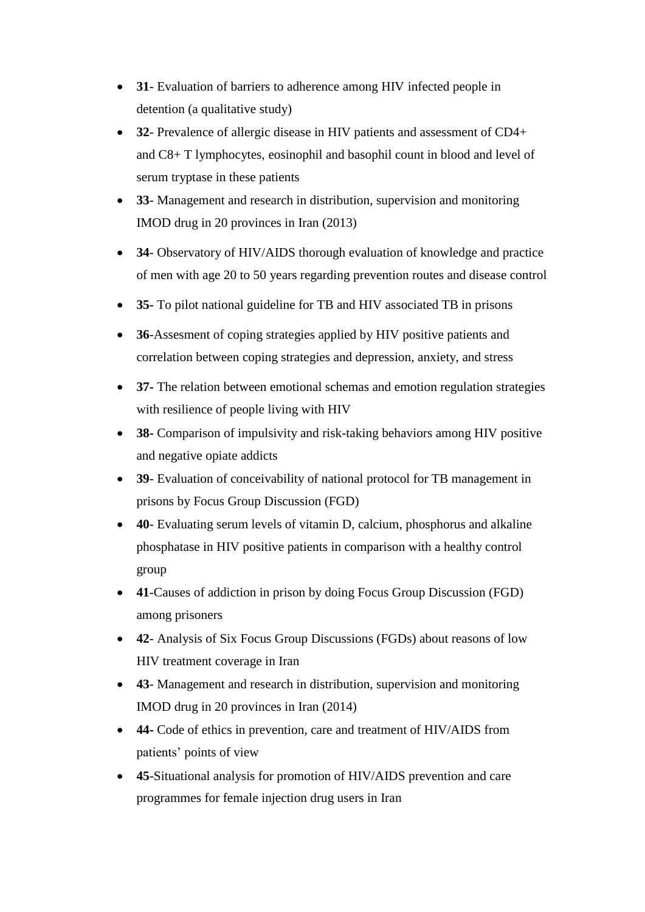- **31**- Evaluation of barriers to adherence among HIV infected people in detention (a qualitative study)
- **32**- Prevalence of allergic disease in HIV patients and assessment of CD4+ and C8+ T lymphocytes, eosinophil and basophil count in blood and level of serum tryptase in these patients
- **33**- Management and research in distribution, supervision and monitoring IMOD drug in 20 provinces in Iran (2013)
- **34**- Observatory of HIV/AIDS thorough evaluation of knowledge and practice of men with age 20 to 50 years regarding prevention routes and disease control
- **35-** To pilot national guideline for TB and HIV associated TB in prisons
- **36**-Assesment of coping strategies applied by HIV positive patients and correlation between coping strategies and depression, anxiety, and stress
- **37-** The relation between emotional schemas and emotion regulation strategies with resilience of people living with HIV
- **38-** Comparison of impulsivity and risk-taking behaviors among HIV positive and negative opiate addicts
- **39**- Evaluation of conceivability of national protocol for TB management in prisons by Focus Group Discussion (FGD)
- **40**- Evaluating serum levels of vitamin D, calcium, phosphorus and alkaline phosphatase in HIV positive patients in comparison with a healthy control group
- **41**-Causes of addiction in prison by doing Focus Group Discussion (FGD) among prisoners
- **42**- Analysis of Six Focus Group Discussions (FGDs) about reasons of low HIV treatment coverage in Iran
- **43**- Management and research in distribution, supervision and monitoring IMOD drug in 20 provinces in Iran (2014)
- **44**- Code of ethics in prevention, care and treatment of HIV/AIDS from patients' points of view
- **45**-Situational analysis for promotion of HIV/AIDS prevention and care programmes for female injection drug users in Iran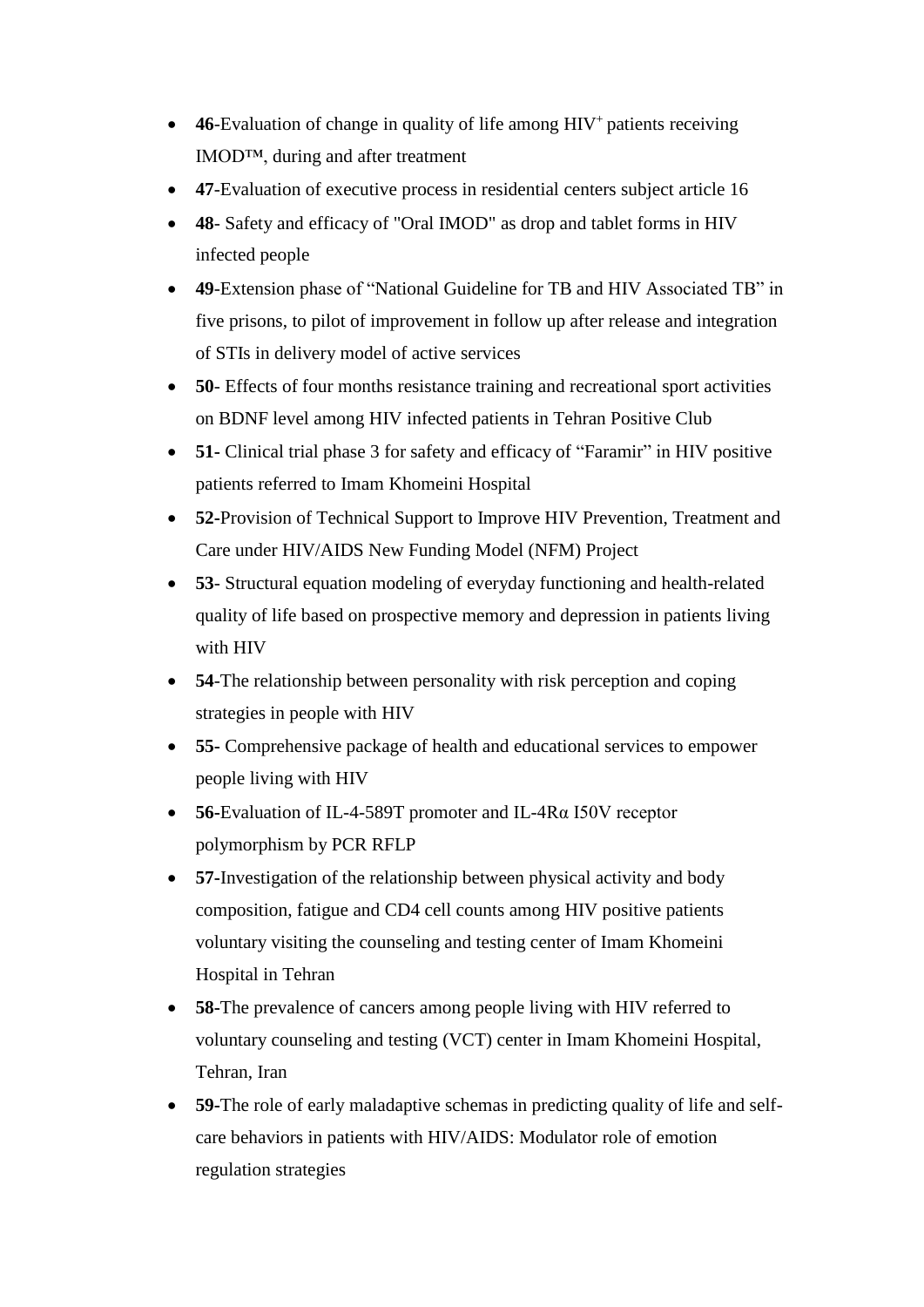- **46**-Evaluation of change in quality of life among $HIV^+$ patients receiving IMOD™, during and after treatment
- **47**-Evaluation of executive process in residential centers subject article 16
- **48**- Safety and efficacy of "Oral IMOD" as drop and tablet forms in HIV infected people
- **49**-Extension phase of "National Guideline for TB and HIV Associated TB" in five prisons, to pilot of improvement in follow up after release and integration of STIs in delivery model of active services
- **50**- Effects of four months resistance training and recreational sport activities on BDNF level among HIV infected patients in Tehran Positive Club
- **51-** Clinical trial phase 3 for safety and efficacy of "Faramir" in HIV positive patients referred to Imam Khomeini Hospital
- **52-**Provision of Technical Support to Improve HIV Prevention, Treatment and Care under HIV/AIDS New Funding Model (NFM) Project
- **53**- Structural equation modeling of everyday functioning and health-related quality of life based on prospective memory and depression in patients living with HIV
- **54**-The relationship between personality with risk perception and coping strategies in people with HIV
- **55-** Comprehensive package of health and educational services to empower people living with HIV
- **56**-Evaluation of IL-4-589T promoter and IL-4Rα I50V receptor polymorphism by PCR RFLP
- **57-**Investigation of the relationship between physical activity and body composition, fatigue and CD4 cell counts among HIV positive patients voluntary visiting the counseling and testing center of Imam Khomeini Hospital in Tehran
- **58-**The prevalence of cancers among people living with HIV referred to voluntary counseling and testing (VCT) center in Imam Khomeini Hospital, Tehran, Iran
- **59-**The role of early maladaptive schemas in predicting quality of life and self-care behaviors in patients with HIV/AIDS: Modulator role of emotion regulation strategies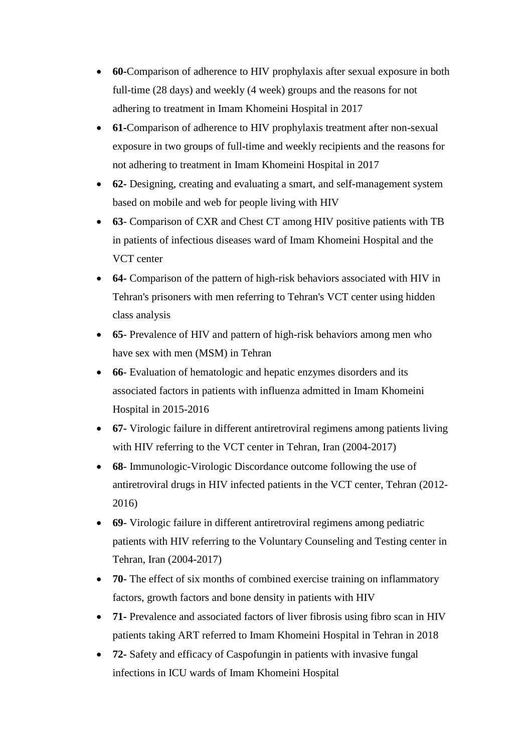- **60**-Comparison of adherence to HIV prophylaxis after sexual exposure in both full-time (28 days) and weekly (4 week) groups and the reasons for not adhering to treatment in Imam Khomeini Hospital in 2017
- **61**-Comparison of adherence to HIV prophylaxis treatment after non-sexual exposure in two groups of full-time and weekly recipients and the reasons for not adhering to treatment in Imam Khomeini Hospital in 2017
- **62**- Designing, creating and evaluating a smart, and self-management system based on mobile and web for people living with HIV
- **63**- Comparison of CXR and Chest CT among HIV positive patients with TB in patients of infectious diseases ward of Imam Khomeini Hospital and the VCT center
- **64**- Comparison of the pattern of high-risk behaviors associated with HIV in Tehran's prisoners with men referring to Tehran's VCT center using hidden class analysis
- **65**- Prevalence of HIV and pattern of high-risk behaviors among men who have sex with men (MSM) in Tehran
- **66**- Evaluation of hematologic and hepatic enzymes disorders and its associated factors in patients with influenza admitted in Imam Khomeini Hospital in 2015-2016
- **67**- Virologic failure in different antiretroviral regimens among patients living with HIV referring to the VCT center in Tehran, Iran (2004-2017)
- **68**- Immunologic-Virologic Discordance outcome following the use of antiretroviral drugs in HIV infected patients in the VCT center, Tehran (2012-2016)
- **69**- Virologic failure in different antiretroviral regimens among pediatric patients with HIV referring to the Voluntary Counseling and Testing center in Tehran, Iran (2004-2017)
- **70**- The effect of six months of combined exercise training on inflammatory factors, growth factors and bone density in patients with HIV
- **71**- Prevalence and associated factors of liver fibrosis using fibro scan in HIV patients taking ART referred to Imam Khomeini Hospital in Tehran in 2018
- **72**- Safety and efficacy of Caspofungin in patients with invasive fungal infections in ICU wards of Imam Khomeini Hospital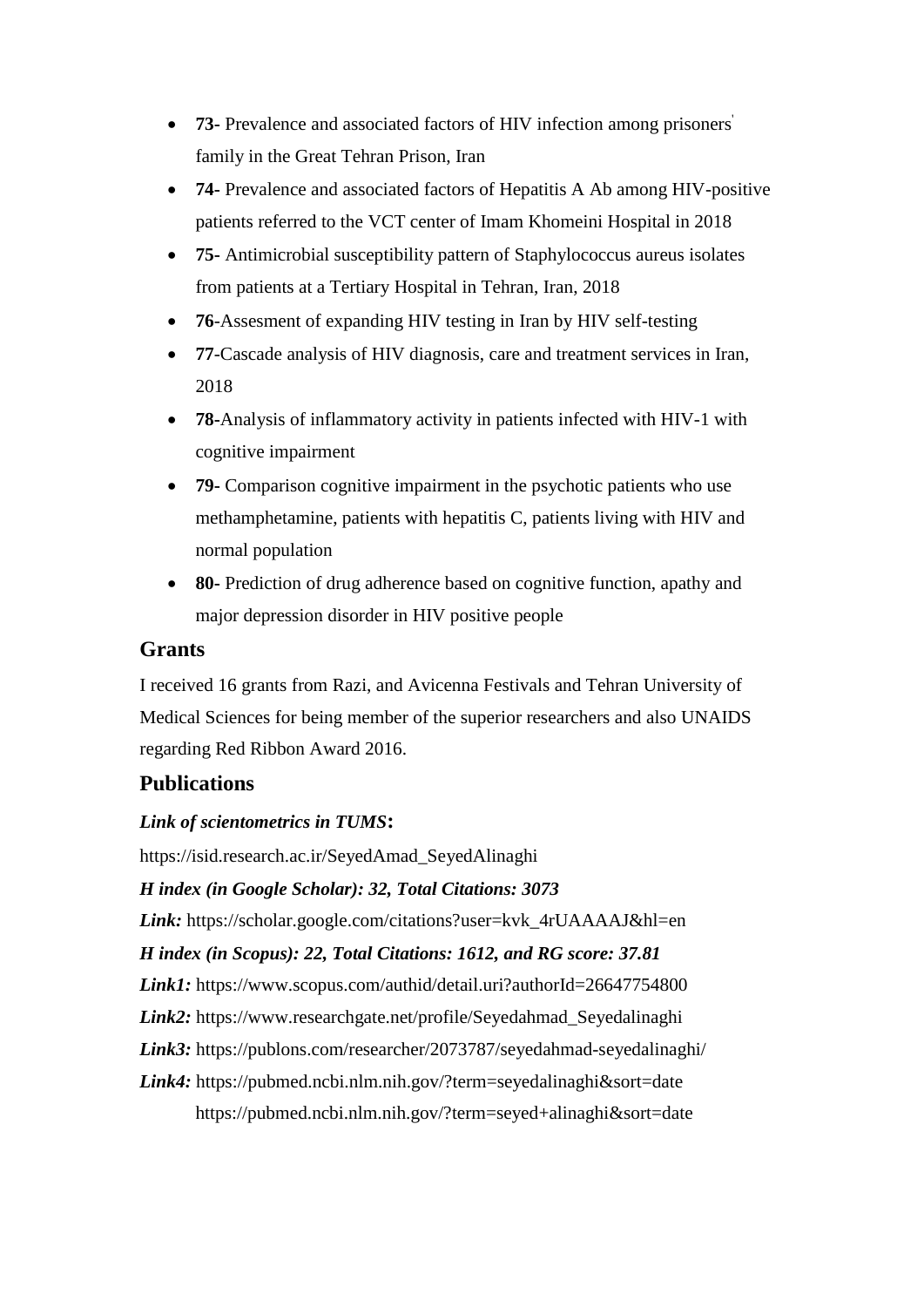- **73-** Prevalence and associated factors of HIV infection among prisoners' family in the Great Tehran Prison, Iran
- **74-** Prevalence and associated factors of Hepatitis A Ab among HIV-positive patients referred to the VCT center of Imam Khomeini Hospital in 2018
- **75-** Antimicrobial susceptibility pattern of Staphylococcus aureus isolates from patients at a Tertiary Hospital in Tehran, Iran, 2018
- **76**-Assesment of expanding HIV testing in Iran by HIV self-testing
- **77**-Cascade analysis of HIV diagnosis, care and treatment services in Iran, 2018
- **78**-Analysis of inflammatory activity in patients infected with HIV-1 with cognitive impairment
- **79-** Comparison cognitive impairment in the psychotic patients who use methamphetamine, patients with hepatitis C, patients living with HIV and normal population
- **80-** Prediction of drug adherence based on cognitive function, apathy and major depression disorder in HIV positive people

## Grants

I received 16 grants from Razi, and Avicenna Festivals and Tehran University of Medical Sciences for being member of the superior researchers and also UNAIDS regarding Red Ribbon Award 2016.

## Publications

***Link of scientometrics in TUMS*:**

https://isid.research.ac.ir/SeyedAmad_SeyedAlinaghi

***H index (in Google Scholar): 32, Total Citations: 3073***

***Link:*** https://scholar.google.com/citations?user=kvk_4rUAAAAJ&hl=en

***H index (in Scopus): 22, Total Citations: 1612, and RG score: 37.81***

***Link1:*** https://www.scopus.com/authid/detail.uri?authorId=26647754800

***Link2:*** https://www.researchgate.net/profile/Seyedahmad_Seyedalinaghi

***Link3:*** https://publons.com/researcher/2073787/seyedahmad-seyedalinaghi/

***Link4:*** https://pubmed.ncbi.nlm.nih.gov/?term=seyedalinaghi&sort=date

https://pubmed.ncbi.nlm.nih.gov/?term=seyed+alinaghi&sort=date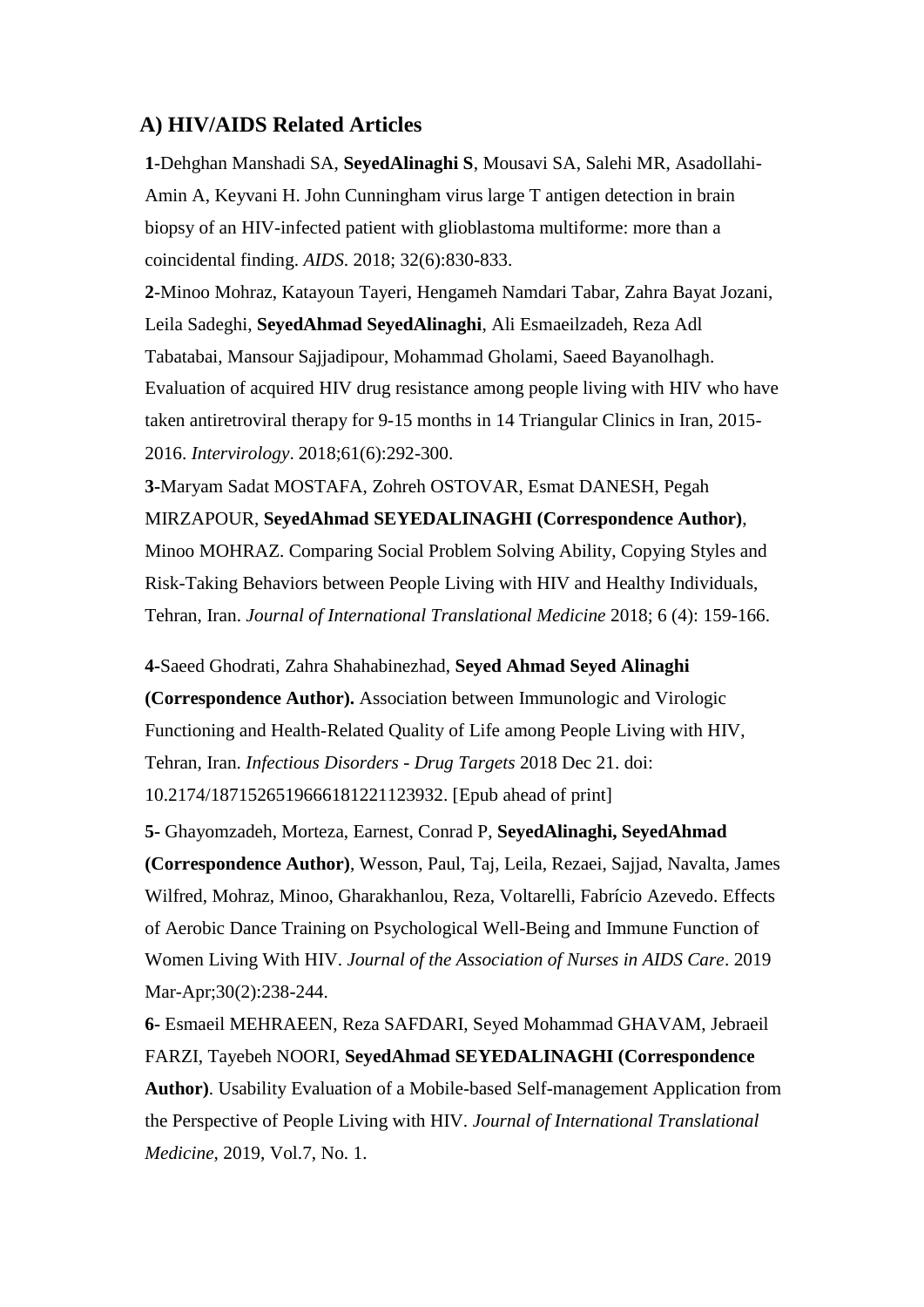## A) HIV/AIDS Related Articles

**1**-Dehghan Manshadi SA, **SeyedAlinaghi S**, Mousavi SA, Salehi MR, Asadollahi-Amin A, Keyvani H. John Cunningham virus large T antigen detection in brain biopsy of an HIV-infected patient with glioblastoma multiforme: more than a coincidental finding. *AIDS*. 2018; 32(6):830-833.

**2**-Minoo Mohraz, Katayoun Tayeri, Hengameh Namdari Tabar, Zahra Bayat Jozani, Leila Sadeghi, **SeyedAhmad SeyedAlinaghi**, Ali Esmaeilzadeh, Reza Adl Tabatabai, Mansour Sajjadipour, Mohammad Gholami, Saeed Bayanolhagh. Evaluation of acquired HIV drug resistance among people living with HIV who have taken antiretroviral therapy for 9-15 months in 14 Triangular Clinics in Iran, 2015-2016. *Intervirology*. 2018;61(6):292-300.

**3**-Maryam Sadat MOSTAFA, Zohreh OSTOVAR, Esmat DANESH, Pegah MIRZAPOUR, **SeyedAhmad SEYEDALINAGHI (Correspondence Author)**, Minoo MOHRAZ. Comparing Social Problem Solving Ability, Copying Styles and Risk-Taking Behaviors between People Living with HIV and Healthy Individuals, Tehran, Iran. *Journal of International Translational Medicine* 2018; 6 (4): 159-166.

**4**-Saeed Ghodrati, Zahra Shahabinezhad, **Seyed Ahmad Seyed Alinaghi (Correspondence Author).** Association between Immunologic and Virologic Functioning and Health-Related Quality of Life among People Living with HIV, Tehran, Iran. *Infectious Disorders - Drug Targets* 2018 Dec 21. doi: 10.2174/1871526519666181221123932. [Epub ahead of print]

**5**- Ghayomzadeh, Morteza, Earnest, Conrad P, **SeyedAlinaghi, SeyedAhmad (Correspondence Author)**, Wesson, Paul, Taj, Leila, Rezaei, Sajjad, Navalta, James Wilfred, Mohraz, Minoo, Gharakhanlou, Reza, Voltarelli, Fabrício Azevedo. Effects of Aerobic Dance Training on Psychological Well-Being and Immune Function of Women Living With HIV. *Journal of the Association of Nurses in AIDS Care*. 2019 Mar-Apr;30(2):238-244.

**6**- Esmaeil MEHRAEEN, Reza SAFDARI, Seyed Mohammad GHAVAM, Jebraeil FARZI, Tayebeh NOORI, **SeyedAhmad SEYEDALINAGHI (Correspondence Author)**. Usability Evaluation of a Mobile-based Self-management Application from the Perspective of People Living with HIV. *Journal of International Translational Medicine*, 2019, Vol.7, No. 1.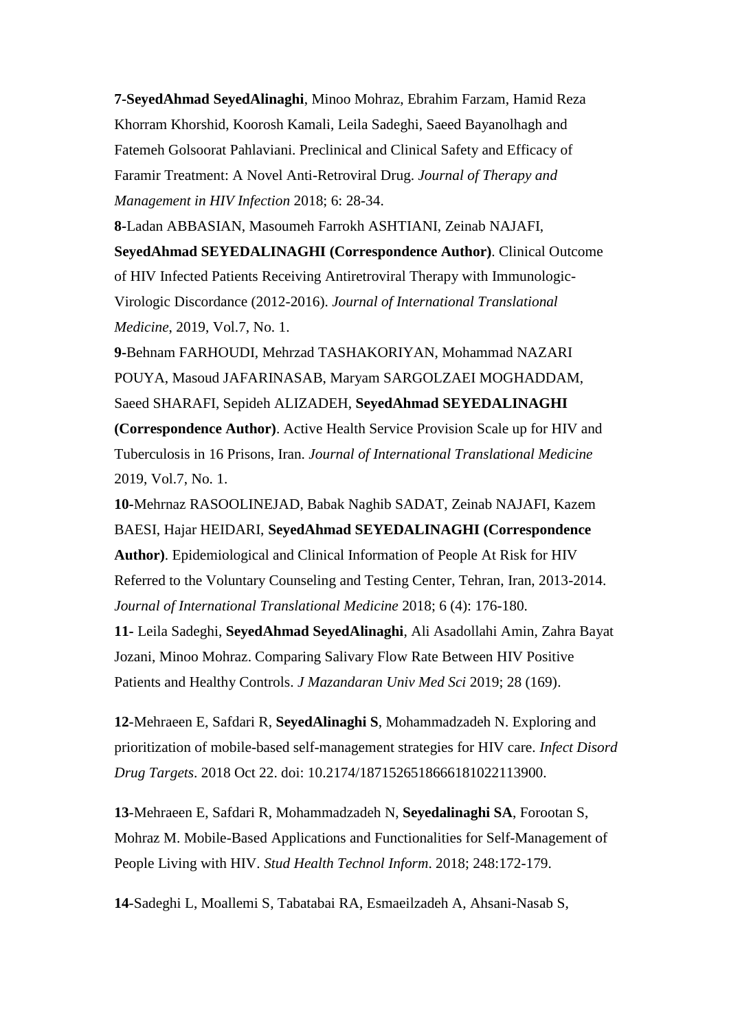**7-SeyedAhmad SeyedAlinaghi**, Minoo Mohraz, Ebrahim Farzam, Hamid Reza Khorram Khorshid, Koorosh Kamali, Leila Sadeghi, Saeed Bayanolhagh and Fatemeh Golsoorat Pahlaviani. Preclinical and Clinical Safety and Efficacy of Faramir Treatment: A Novel Anti-Retroviral Drug. *Journal of Therapy and Management in HIV Infection* 2018; 6: 28-34.

**8-**Ladan ABBASIAN, Masoumeh Farrokh ASHTIANI, Zeinab NAJAFI, **SeyedAhmad SEYEDALINAGHI (Correspondence Author)**. Clinical Outcome of HIV Infected Patients Receiving Antiretroviral Therapy with Immunologic-Virologic Discordance (2012-2016). *Journal of International Translational Medicine*, 2019, Vol.7, No. 1.

**9-**Behnam FARHOUDI, Mehrzad TASHAKORIYAN, Mohammad NAZARI POUYA, Masoud JAFARINASAB, Maryam SARGOLZAEI MOGHADDAM, Saeed SHARAFI, Sepideh ALIZADEH, **SeyedAhmad SEYEDALINAGHI (Correspondence Author)**. Active Health Service Provision Scale up for HIV and Tuberculosis in 16 Prisons, Iran. *Journal of International Translational Medicine* 2019, Vol.7, No. 1.

**10-**Mehrnaz RASOOLINEJAD, Babak Naghib SADAT, Zeinab NAJAFI, Kazem BAESI, Hajar HEIDARI, **SeyedAhmad SEYEDALINAGHI (Correspondence Author)**. Epidemiological and Clinical Information of People At Risk for HIV Referred to the Voluntary Counseling and Testing Center, Tehran, Iran, 2013-2014. *Journal of International Translational Medicine* 2018; 6 (4): 176-180.

**11-** Leila Sadeghi, **SeyedAhmad SeyedAlinaghi**, Ali Asadollahi Amin, Zahra Bayat Jozani, Minoo Mohraz. Comparing Salivary Flow Rate Between HIV Positive Patients and Healthy Controls. *J Mazandaran Univ Med Sci* 2019; 28 (169).

**12**-Mehraeen E, Safdari R, **SeyedAlinaghi S**, Mohammadzadeh N. Exploring and prioritization of mobile-based self-management strategies for HIV care. *Infect Disord Drug Targets*. 2018 Oct 22. doi: 10.2174/1871526518666181022113900.

**13**-Mehraeen E, Safdari R, Mohammadzadeh N, **Seyedalinaghi SA**, Forootan S, Mohraz M. Mobile-Based Applications and Functionalities for Self-Management of People Living with HIV. *Stud Health Technol Inform*. 2018; 248:172-179.

**14**-Sadeghi L, Moallemi S, Tabatabai RA, Esmaeilzadeh A, Ahsani-Nasab S,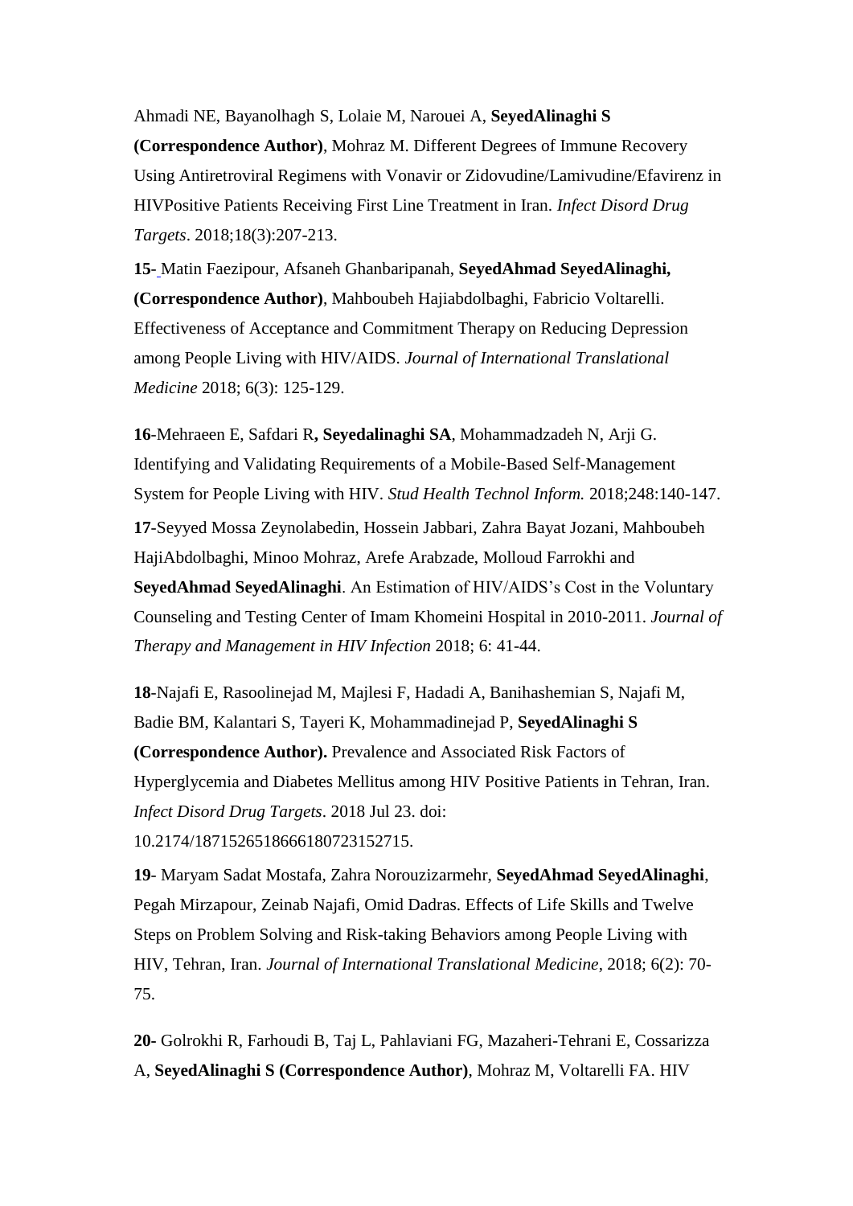Ahmadi NE, Bayanolhagh S, Lolaie M, Narouei A, **SeyedAlinaghi S (Correspondence Author)**, Mohraz M. Different Degrees of Immune Recovery Using Antiretroviral Regimens with Vonavir or Zidovudine/Lamivudine/Efavirenz in HIVPositive Patients Receiving First Line Treatment in Iran. *Infect Disord Drug Targets*. 2018;18(3):207-213.

**15**- Matin Faezipour, Afsaneh Ghanbaripanah, **SeyedAhmad SeyedAlinaghi, (Correspondence Author)**, Mahboubeh Hajiabdolbaghi, Fabricio Voltarelli. Effectiveness of Acceptance and Commitment Therapy on Reducing Depression among People Living with HIV/AIDS. *Journal of International Translational Medicine* 2018; 6(3): 125-129.

**16**-Mehraeen E, Safdari R**, Seyedalinaghi SA**, Mohammadzadeh N, Arji G. Identifying and Validating Requirements of a Mobile-Based Self-Management System for People Living with HIV. *Stud Health Technol Inform.* 2018;248:140-147.

**17**-Seyyed Mossa Zeynolabedin, Hossein Jabbari, Zahra Bayat Jozani, Mahboubeh HajiAbdolbaghi, Minoo Mohraz, Arefe Arabzade, Molloud Farrokhi and **SeyedAhmad SeyedAlinaghi**. An Estimation of HIV/AIDS's Cost in the Voluntary Counseling and Testing Center of Imam Khomeini Hospital in 2010-2011. *Journal of Therapy and Management in HIV Infection* 2018; 6: 41-44.

**18**-Najafi E, Rasoolinejad M, Majlesi F, Hadadi A, Banihashemian S, Najafi M, Badie BM, Kalantari S, Tayeri K, Mohammadinejad P, **SeyedAlinaghi S (Correspondence Author).** Prevalence and Associated Risk Factors of Hyperglycemia and Diabetes Mellitus among HIV Positive Patients in Tehran, Iran. *Infect Disord Drug Targets*. 2018 Jul 23. doi: 10.2174/1871526518666180723152715.

**19**- Maryam Sadat Mostafa, Zahra Norouzizarmehr, **SeyedAhmad SeyedAlinaghi**, Pegah Mirzapour, Zeinab Najafi, Omid Dadras. Effects of Life Skills and Twelve Steps on Problem Solving and Risk-taking Behaviors among People Living with HIV, Tehran, Iran. *Journal of International Translational Medicine*, 2018; 6(2): 70-75.

**20**- Golrokhi R, Farhoudi B, Taj L, Pahlaviani FG, Mazaheri-Tehrani E, Cossarizza A, **SeyedAlinaghi S (Correspondence Author)**, Mohraz M, Voltarelli FA. HIV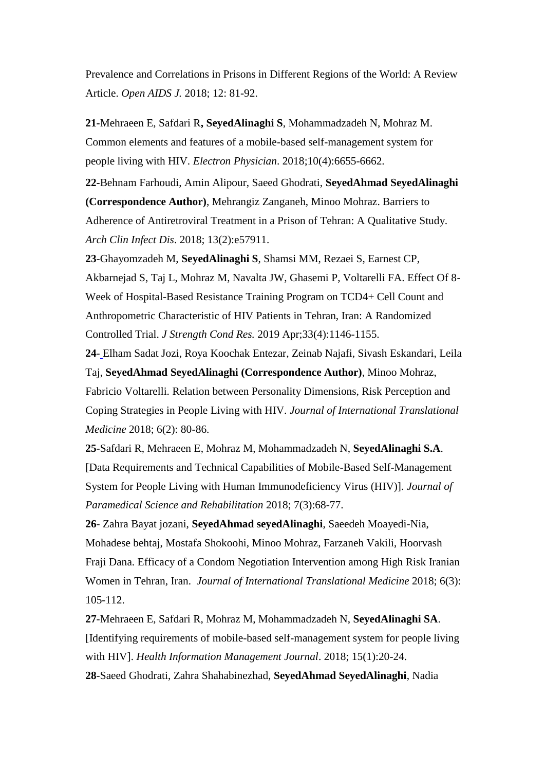Prevalence and Correlations in Prisons in Different Regions of the World: A Review Article. *Open AIDS J.* 2018; 12: 81-92.

**21**-Mehraeen E, Safdari R**, SeyedAlinaghi S**, Mohammadzadeh N, Mohraz M. Common elements and features of a mobile-based self-management system for people living with HIV. *Electron Physician*. 2018;10(4):6655-6662.

**22**-Behnam Farhoudi, Amin Alipour, Saeed Ghodrati, **SeyedAhmad SeyedAlinaghi (Correspondence Author)**, Mehrangiz Zanganeh, Minoo Mohraz. Barriers to Adherence of Antiretroviral Treatment in a Prison of Tehran: A Qualitative Study. *Arch Clin Infect Dis*. 2018; 13(2):e57911.

**23**-Ghayomzadeh M, **SeyedAlinaghi S**, Shamsi MM, Rezaei S, Earnest CP, Akbarnejad S, Taj L, Mohraz M, Navalta JW, Ghasemi P, Voltarelli FA. Effect Of 8-Week of Hospital-Based Resistance Training Program on TCD4+ Cell Count and Anthropometric Characteristic of HIV Patients in Tehran, Iran: A Randomized Controlled Trial. *J Strength Cond Res.* 2019 Apr;33(4):1146-1155.

**24**- Elham Sadat Jozi, Roya Koochak Entezar, Zeinab Najafi, Sivash Eskandari, Leila Taj, **SeyedAhmad SeyedAlinaghi (Correspondence Author)**, Minoo Mohraz, Fabricio Voltarelli. Relation between Personality Dimensions, Risk Perception and Coping Strategies in People Living with HIV. *Journal of International Translational Medicine* 2018; 6(2): 80-86.

**25**-Safdari R, Mehraeen E, Mohraz M, Mohammadzadeh N, **SeyedAlinaghi S.A**. [Data Requirements and Technical Capabilities of Mobile-Based Self-Management System for People Living with Human Immunodeficiency Virus (HIV)]. *Journal of Paramedical Science and Rehabilitation* 2018; 7(3):68-77.

**26**- Zahra Bayat jozani, **SeyedAhmad seyedAlinaghi**, Saeedeh Moayedi-Nia, Mohadese behtaj, Mostafa Shokoohi, Minoo Mohraz, Farzaneh Vakili, Hoorvash Fraji Dana. Efficacy of a Condom Negotiation Intervention among High Risk Iranian Women in Tehran, Iran. *Journal of International Translational Medicine* 2018; 6(3): 105-112.

**27**-Mehraeen E, Safdari R, Mohraz M, Mohammadzadeh N, **SeyedAlinaghi SA**. [Identifying requirements of mobile-based self-management system for people living with HIV]. *Health Information Management Journal*. 2018; 15(1):20-24.

**28**-Saeed Ghodrati, Zahra Shahabinezhad, **SeyedAhmad SeyedAlinaghi**, Nadia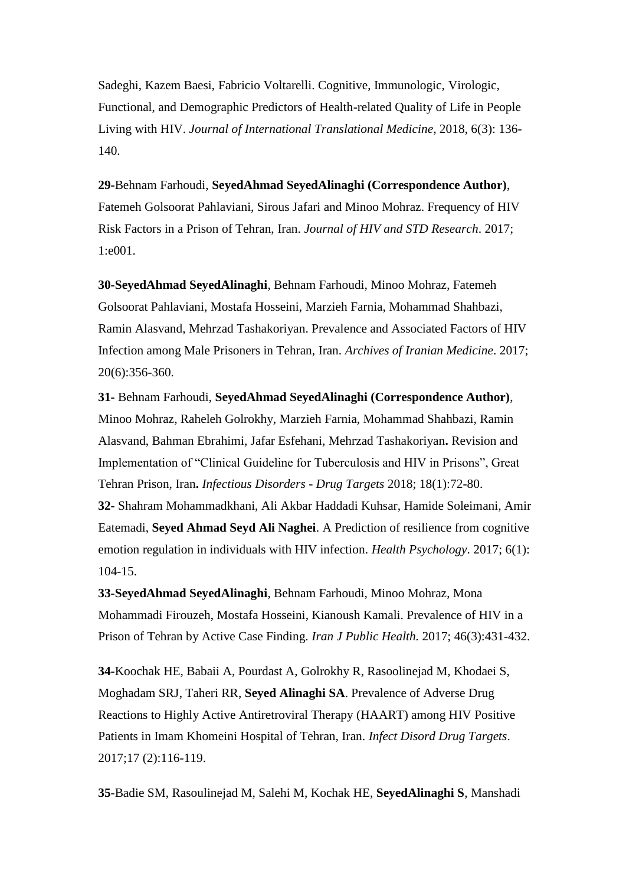Sadeghi, Kazem Baesi, Fabricio Voltarelli. Cognitive, Immunologic, Virologic, Functional, and Demographic Predictors of Health-related Quality of Life in People Living with HIV. *Journal of International Translational Medicine*, 2018, 6(3): 136-140.

**29-**Behnam Farhoudi, **SeyedAhmad SeyedAlinaghi (Correspondence Author)**, Fatemeh Golsoorat Pahlaviani, Sirous Jafari and Minoo Mohraz. Frequency of HIV Risk Factors in a Prison of Tehran, Iran. *Journal of HIV and STD Research*. 2017; 1:e001.

**30-SeyedAhmad SeyedAlinaghi**, Behnam Farhoudi, Minoo Mohraz, Fatemeh Golsoorat Pahlaviani, Mostafa Hosseini, Marzieh Farnia, Mohammad Shahbazi, Ramin Alasvand, Mehrzad Tashakoriyan. Prevalence and Associated Factors of HIV Infection among Male Prisoners in Tehran, Iran. *Archives of Iranian Medicine*. 2017; 20(6):356-360.

**31-** Behnam Farhoudi, **SeyedAhmad SeyedAlinaghi (Correspondence Author)**, Minoo Mohraz, Raheleh Golrokhy, Marzieh Farnia, Mohammad Shahbazi, Ramin Alasvand, Bahman Ebrahimi, Jafar Esfehani, Mehrzad Tashakoriyan**.** Revision and Implementation of "Clinical Guideline for Tuberculosis and HIV in Prisons", Great Tehran Prison, Iran**.** *Infectious Disorders - Drug Targets* 2018; 18(1):72-80.

**32-** Shahram Mohammadkhani, Ali Akbar Haddadi Kuhsar, Hamide Soleimani, Amir Eatemadi, **Seyed Ahmad Seyd Ali Naghei**. A Prediction of resilience from cognitive emotion regulation in individuals with HIV infection. *Health Psychology*. 2017; 6(1): 104-15.

**33-SeyedAhmad SeyedAlinaghi**, Behnam Farhoudi, Minoo Mohraz, Mona Mohammadi Firouzeh, Mostafa Hosseini, Kianoush Kamali. Prevalence of HIV in a Prison of Tehran by Active Case Finding. *Iran J Public Health.* 2017; 46(3):431-432.

**34-**Koochak HE, Babaii A, Pourdast A, Golrokhy R, Rasoolinejad M, Khodaei S, Moghadam SRJ, Taheri RR, **Seyed Alinaghi SA**. Prevalence of Adverse Drug Reactions to Highly Active Antiretroviral Therapy (HAART) among HIV Positive Patients in Imam Khomeini Hospital of Tehran, Iran. *Infect Disord Drug Targets*. 2017;17 (2):116-119.

**35-**Badie SM, Rasoulinejad M, Salehi M, Kochak HE, **SeyedAlinaghi S**, Manshadi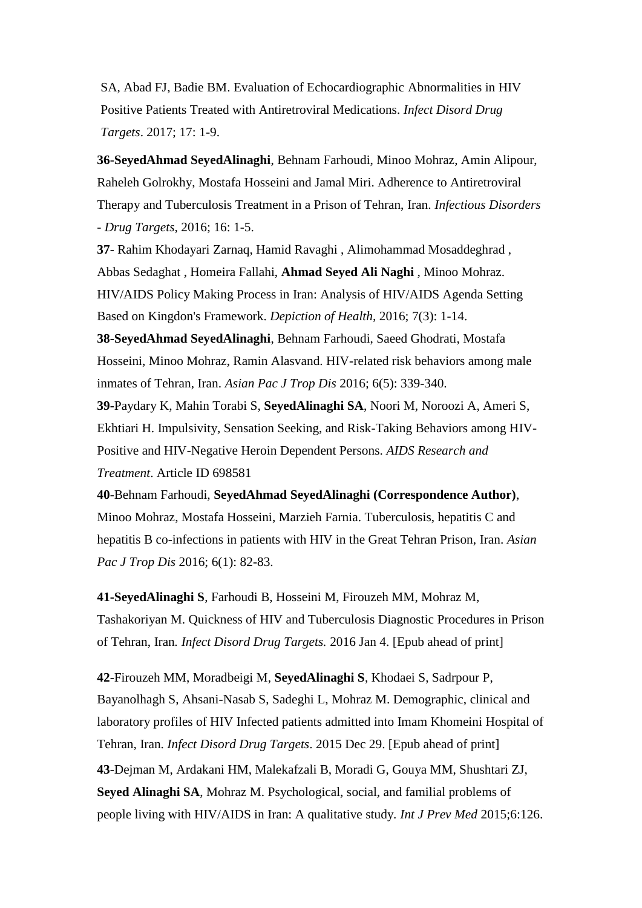SA, Abad FJ, Badie BM. Evaluation of Echocardiographic Abnormalities in HIV Positive Patients Treated with Antiretroviral Medications. *Infect Disord Drug Targets*. 2017; 17: 1-9.

**36-SeyedAhmad SeyedAlinaghi**, Behnam Farhoudi, Minoo Mohraz, Amin Alipour, Raheleh Golrokhy, Mostafa Hosseini and Jamal Miri. Adherence to Antiretroviral Therapy and Tuberculosis Treatment in a Prison of Tehran, Iran. *Infectious Disorders - Drug Targets*, 2016; 16: 1-5.

**37**- Rahim Khodayari Zarnaq, Hamid Ravaghi , Alimohammad Mosaddeghrad , Abbas Sedaghat , Homeira Fallahi, **Ahmad Seyed Ali Naghi** , Minoo Mohraz. HIV/AIDS Policy Making Process in Iran: Analysis of HIV/AIDS Agenda Setting Based on Kingdon's Framework. *Depiction of Health,* 2016; 7(3): 1-14.

**38-SeyedAhmad SeyedAlinaghi**, Behnam Farhoudi, Saeed Ghodrati, Mostafa Hosseini, Minoo Mohraz, Ramin Alasvand. HIV-related risk behaviors among male inmates of Tehran, Iran. *Asian Pac J Trop Dis* 2016; 6(5): 339-340.

**39**-Paydary K, Mahin Torabi S, **SeyedAlinaghi SA**, Noori M, Noroozi A, Ameri S, Ekhtiari H. Impulsivity, Sensation Seeking, and Risk-Taking Behaviors among HIV-Positive and HIV-Negative Heroin Dependent Persons. *AIDS Research and Treatment*. Article ID 698581

**40**-Behnam Farhoudi, **SeyedAhmad SeyedAlinaghi (Correspondence Author)**, Minoo Mohraz, Mostafa Hosseini, Marzieh Farnia. Tuberculosis, hepatitis C and hepatitis B co-infections in patients with HIV in the Great Tehran Prison, Iran. *Asian Pac J Trop Dis* 2016; 6(1): 82-83.

**41-SeyedAlinaghi S**, Farhoudi B, Hosseini M, Firouzeh MM, Mohraz M, Tashakoriyan M. Quickness of HIV and Tuberculosis Diagnostic Procedures in Prison of Tehran, Iran. *Infect Disord Drug Targets.* 2016 Jan 4. [Epub ahead of print]

**42**-Firouzeh MM, Moradbeigi M, **SeyedAlinaghi S**, Khodaei S, Sadrpour P, Bayanolhagh S, Ahsani-Nasab S, Sadeghi L, Mohraz M. Demographic, clinical and laboratory profiles of HIV Infected patients admitted into Imam Khomeini Hospital of Tehran, Iran. *Infect Disord Drug Targets*. 2015 Dec 29. [Epub ahead of print]

**43**-Dejman M, Ardakani HM, Malekafzali B, Moradi G, Gouya MM, Shushtari ZJ, **Seyed Alinaghi SA**, Mohraz M. Psychological, social, and familial problems of people living with HIV/AIDS in Iran: A qualitative study. *Int J Prev Med* 2015;6:126.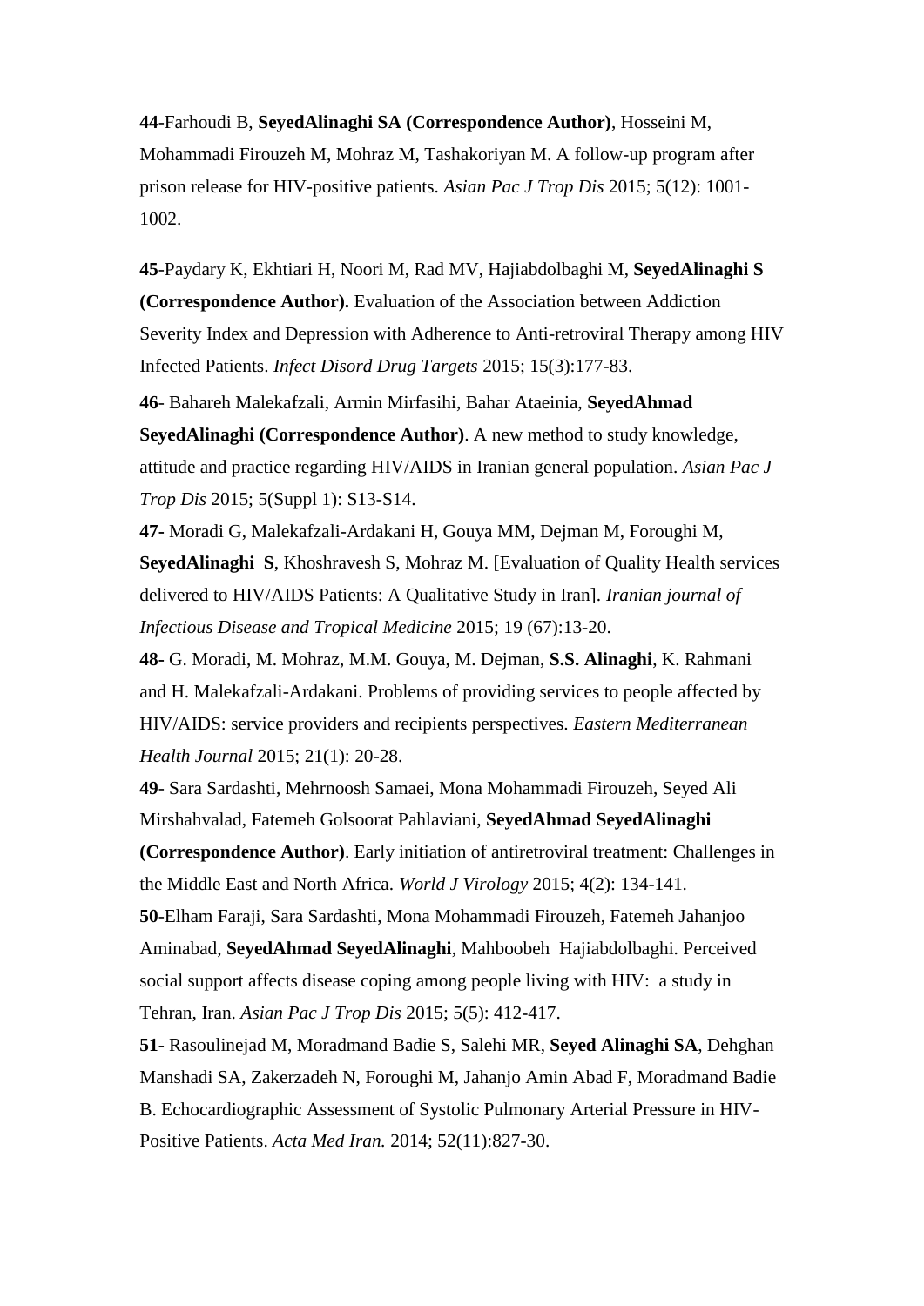**44**-Farhoudi B, **SeyedAlinaghi SA (Correspondence Author)**, Hosseini M, Mohammadi Firouzeh M, Mohraz M, Tashakoriyan M. A follow-up program after prison release for HIV-positive patients. *Asian Pac J Trop Dis* 2015; 5(12): 1001-1002.

**45**-Paydary K, Ekhtiari H, Noori M, Rad MV, Hajiabdolbaghi M, **SeyedAlinaghi S (Correspondence Author).** Evaluation of the Association between Addiction Severity Index and Depression with Adherence to Anti-retroviral Therapy among HIV Infected Patients. *Infect Disord Drug Targets* 2015; 15(3):177-83.

**46**- Bahareh Malekafzali, Armin Mirfasihi, Bahar Ataeinia, **SeyedAhmad SeyedAlinaghi (Correspondence Author)**. A new method to study knowledge, attitude and practice regarding HIV/AIDS in Iranian general population. *Asian Pac J Trop Dis* 2015; 5(Suppl 1): S13-S14.

**47-** Moradi G, Malekafzali-Ardakani H, Gouya MM, Dejman M, Foroughi M, **SeyedAlinaghi S**, Khoshravesh S, Mohraz M. [Evaluation of Quality Health services delivered to HIV/AIDS Patients: A Qualitative Study in Iran]. *Iranian journal of Infectious Disease and Tropical Medicine* 2015; 19 (67):13-20.

**48-** G. Moradi, M. Mohraz, M.M. Gouya, M. Dejman, **S.S. Alinaghi**, K. Rahmani and H. Malekafzali-Ardakani. Problems of providing services to people affected by HIV/AIDS: service providers and recipients perspectives. *Eastern Mediterranean Health Journal* 2015; 21(1): 20-28.

**49**- Sara Sardashti, Mehrnoosh Samaei, Mona Mohammadi Firouzeh, Seyed Ali Mirshahvalad, Fatemeh Golsoorat Pahlaviani, **SeyedAhmad SeyedAlinaghi (Correspondence Author)**. Early initiation of antiretroviral treatment: Challenges in the Middle East and North Africa. *World J Virology* 2015; 4(2): 134-141.

**50**-Elham Faraji, Sara Sardashti, Mona Mohammadi Firouzeh, Fatemeh Jahanjoo Aminabad, **SeyedAhmad SeyedAlinaghi**, Mahboobeh Hajiabdolbaghi. Perceived social support affects disease coping among people living with HIV: a study in Tehran, Iran. *Asian Pac J Trop Dis* 2015; 5(5): 412-417.

**51**- Rasoulinejad M, Moradmand Badie S, Salehi MR, **Seyed Alinaghi SA**, Dehghan Manshadi SA, Zakerzadeh N, Foroughi M, Jahanjo Amin Abad F, Moradmand Badie B. Echocardiographic Assessment of Systolic Pulmonary Arterial Pressure in HIV-Positive Patients. *Acta Med Iran.* 2014; 52(11):827-30.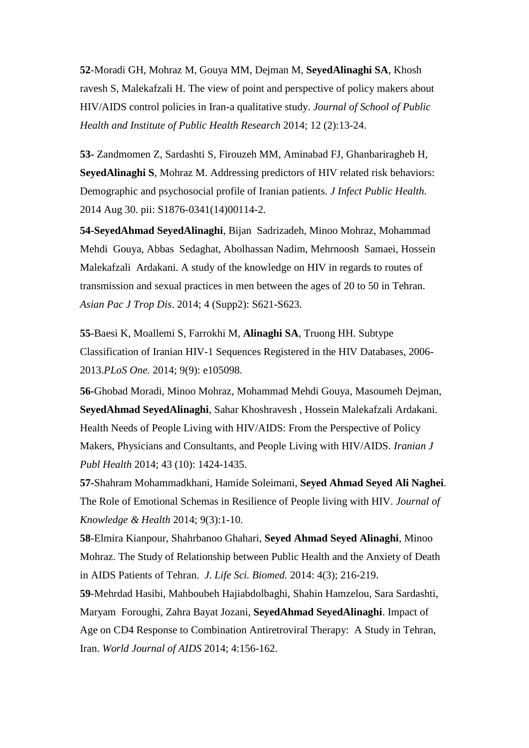**52**-Moradi GH, Mohraz M, Gouya MM, Dejman M, **SeyedAlinaghi SA**, Khosh ravesh S, Malekafzali H. The view of point and perspective of policy makers about HIV/AIDS control policies in Iran-a qualitative study. *Journal of School of Public Health and Institute of Public Health Research* 2014; 12 (2):13-24.

**53-** Zandmomen Z, Sardashti S, Firouzeh MM, Aminabad FJ, Ghanbariragheb H, **SeyedAlinaghi S**, Mohraz M. Addressing predictors of HIV related risk behaviors: Demographic and psychosocial profile of Iranian patients. *J Infect Public Health*. 2014 Aug 30. pii: S1876-0341(14)00114-2.

**54-SeyedAhmad SeyedAlinaghi**, Bijan Sadrizadeh, Minoo Mohraz, Mohammad Mehdi Gouya, Abbas Sedaghat, Abolhassan Nadim, Mehrnoosh Samaei, Hossein Malekafzali Ardakani. A study of the knowledge on HIV in regards to routes of transmission and sexual practices in men between the ages of 20 to 50 in Tehran. *Asian Pac J Trop Dis*. 2014; 4 (Supp2): S621-S623.

**55**-Baesi K, Moallemi S, Farrokhi M, **Alinaghi SA**, Truong HH. Subtype Classification of Iranian HIV-1 Sequences Registered in the HIV Databases, 2006-2013.*PLoS One.* 2014; 9(9): e105098.

**56**-Ghobad Moradi, Minoo Mohraz, Mohammad Mehdi Gouya, Masoumeh Dejman, **SeyedAhmad SeyedAlinaghi**, Sahar Khoshravesh , Hossein Malekafzali Ardakani. Health Needs of People Living with HIV/AIDS: From the Perspective of Policy Makers, Physicians and Consultants, and People Living with HIV/AIDS. *Iranian J Publ Health* 2014; 43 (10): 1424-1435.

**57**-Shahram Mohammadkhani, Hamide Soleimani, **Seyed Ahmad Seyed Ali Naghei**. The Role of Emotional Schemas in Resilience of People living with HIV. *Journal of Knowledge & Health* 2014; 9(3):1-10.

**58**-Elmira Kianpour, Shahrbanoo Ghahari, **Seyed Ahmad Seyed Alinaghi**, Minoo Mohraz. The Study of Relationship between Public Health and the Anxiety of Death in AIDS Patients of Tehran. *J. Life Sci. Biomed.* 2014: 4(3); 216-219.

**59**-Mehrdad Hasibi, Mahboubeh Hajiabdolbaghi, Shahin Hamzelou, Sara Sardashti, Maryam Foroughi, Zahra Bayat Jozani, **SeyedAhmad SeyedAlinaghi**. Impact of Age on CD4 Response to Combination Antiretroviral Therapy: A Study in Tehran, Iran. *World Journal of AIDS* 2014; 4:156-162.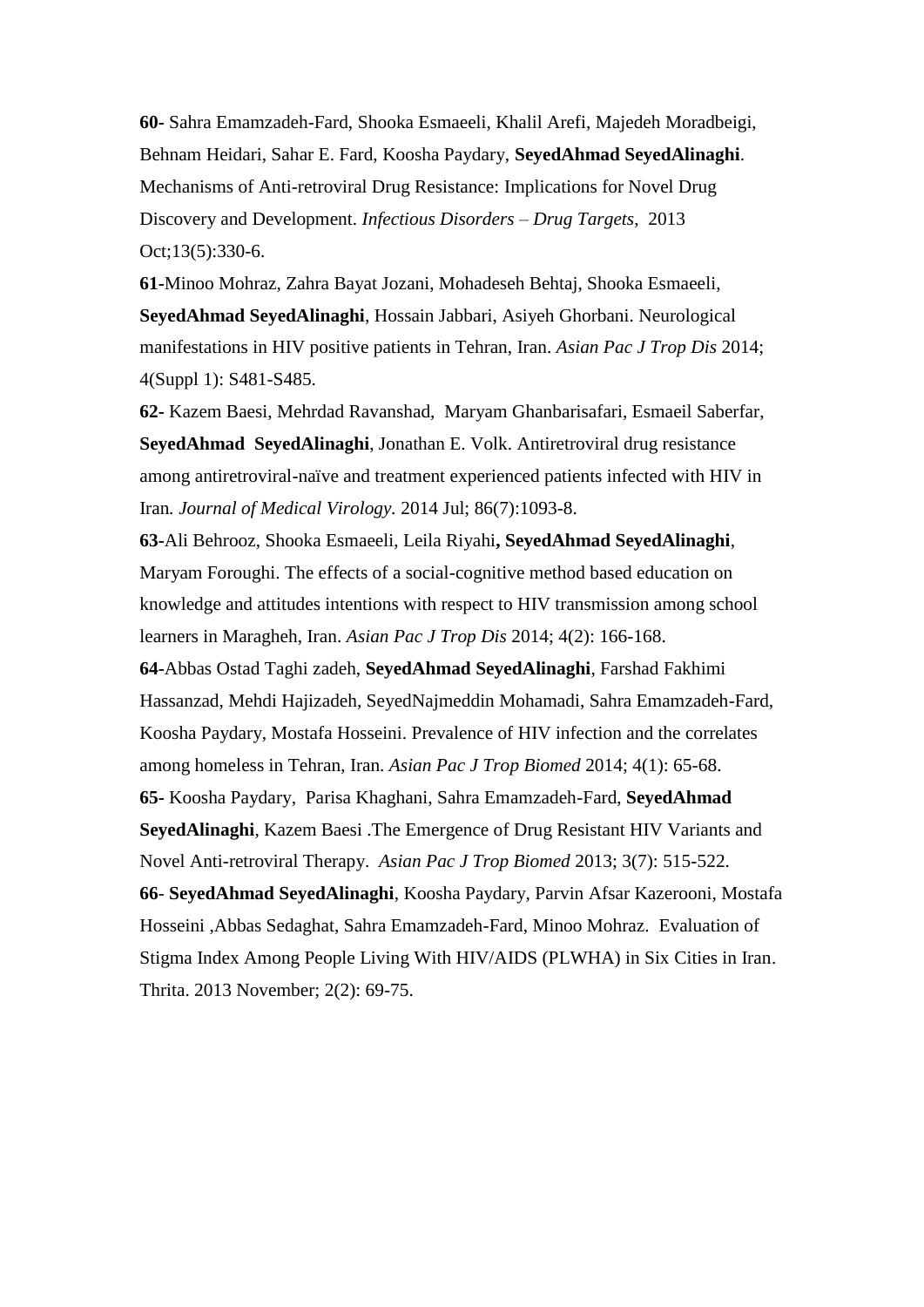**60-** Sahra Emamzadeh-Fard, Shooka Esmaeeli, Khalil Arefi, Majedeh Moradbeigi, Behnam Heidari, Sahar E. Fard, Koosha Paydary, **SeyedAhmad SeyedAlinaghi**. Mechanisms of Anti-retroviral Drug Resistance: Implications for Novel Drug Discovery and Development. *Infectious Disorders – Drug Targets*, 2013 Oct;13(5):330-6.

**61-**Minoo Mohraz, Zahra Bayat Jozani, Mohadeseh Behtaj, Shooka Esmaeeli, **SeyedAhmad SeyedAlinaghi**, Hossain Jabbari, Asiyeh Ghorbani. Neurological manifestations in HIV positive patients in Tehran, Iran. *Asian Pac J Trop Dis* 2014; 4(Suppl 1): S481-S485.

**62-** Kazem Baesi, Mehrdad Ravanshad, Maryam Ghanbarisafari, Esmaeil Saberfar, **SeyedAhmad SeyedAlinaghi**, Jonathan E. Volk. Antiretroviral drug resistance among antiretroviral-naïve and treatment experienced patients infected with HIV in Iran. *Journal of Medical Virology.* 2014 Jul; 86(7):1093-8.

**63-**Ali Behrooz, Shooka Esmaeeli, Leila Riyahi**, SeyedAhmad SeyedAlinaghi**, Maryam Foroughi. The effects of a social-cognitive method based education on knowledge and attitudes intentions with respect to HIV transmission among school learners in Maragheh, Iran. *Asian Pac J Trop Dis* 2014; 4(2): 166-168.

**64-**Abbas Ostad Taghi zadeh, **SeyedAhmad SeyedAlinaghi**, Farshad Fakhimi Hassanzad, Mehdi Hajizadeh, SeyedNajmeddin Mohamadi, Sahra Emamzadeh-Fard, Koosha Paydary, Mostafa Hosseini. Prevalence of HIV infection and the correlates among homeless in Tehran, Iran. *Asian Pac J Trop Biomed* 2014; 4(1): 65-68.

**65-** Koosha Paydary, Parisa Khaghani, Sahra Emamzadeh-Fard, **SeyedAhmad SeyedAlinaghi**, Kazem Baesi .The Emergence of Drug Resistant HIV Variants and Novel Anti-retroviral Therapy. *Asian Pac J Trop Biomed* 2013; 3(7): 515-522.

**66-** **SeyedAhmad SeyedAlinaghi**, Koosha Paydary, Parvin Afsar Kazerooni, Mostafa Hosseini ,Abbas Sedaghat, Sahra Emamzadeh-Fard, Minoo Mohraz. Evaluation of Stigma Index Among People Living With HIV/AIDS (PLWHA) in Six Cities in Iran. Thrita. 2013 November; 2(2): 69-75.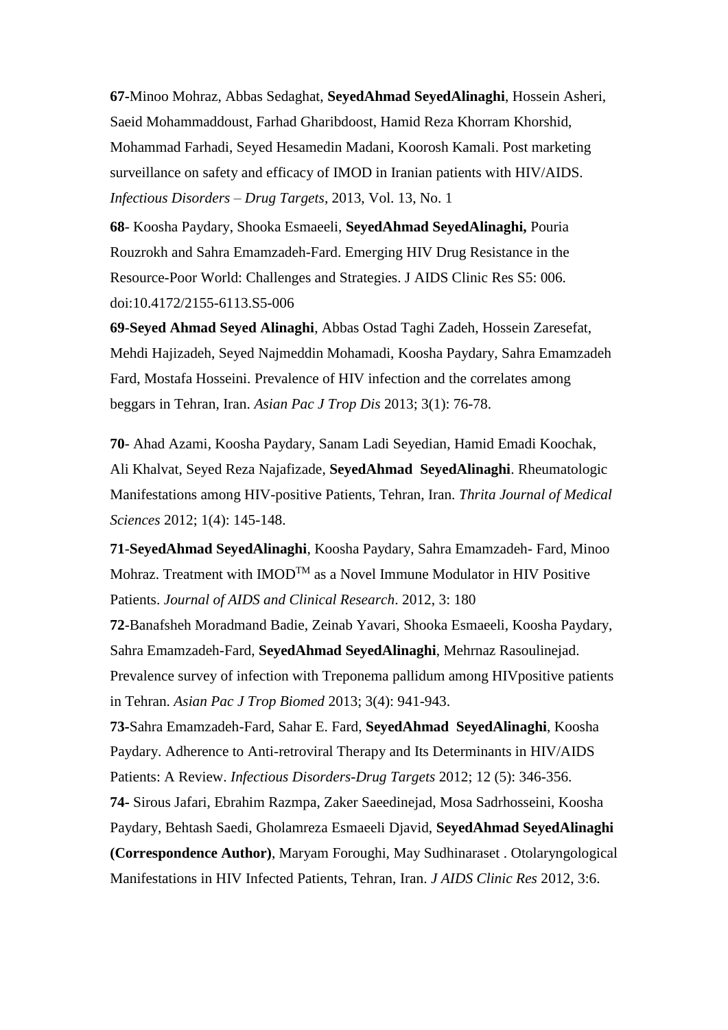**67-**Minoo Mohraz, Abbas Sedaghat, **SeyedAhmad SeyedAlinaghi**, Hossein Asheri, Saeid Mohammaddoust, Farhad Gharibdoost, Hamid Reza Khorram Khorshid, Mohammad Farhadi, Seyed Hesamedin Madani, Koorosh Kamali. Post marketing surveillance on safety and efficacy of IMOD in Iranian patients with HIV/AIDS. *Infectious Disorders – Drug Targets*, 2013, Vol. 13, No. 1

**68**- Koosha Paydary, Shooka Esmaeeli, **SeyedAhmad SeyedAlinaghi,** Pouria Rouzrokh and Sahra Emamzadeh-Fard. Emerging HIV Drug Resistance in the Resource-Poor World: Challenges and Strategies. J AIDS Clinic Res S5: 006. doi:10.4172/2155-6113.S5-006

**69-Seyed Ahmad Seyed Alinaghi**, Abbas Ostad Taghi Zadeh, Hossein Zaresefat, Mehdi Hajizadeh, Seyed Najmeddin Mohamadi, Koosha Paydary, Sahra Emamzadeh Fard, Mostafa Hosseini. Prevalence of HIV infection and the correlates among beggars in Tehran, Iran. *Asian Pac J Trop Dis* 2013; 3(1): 76-78.

**70**- Ahad Azami, Koosha Paydary, Sanam Ladi Seyedian, Hamid Emadi Koochak, Ali Khalvat, Seyed Reza Najafizade, **SeyedAhmad SeyedAlinaghi**. Rheumatologic Manifestations among HIV-positive Patients, Tehran, Iran. *Thrita Journal of Medical Sciences* 2012; 1(4): 145-148.

**71-SeyedAhmad SeyedAlinaghi**, Koosha Paydary, Sahra Emamzadeh- Fard, Minoo Mohraz. Treatment with IMOD$^{TM}$ as a Novel Immune Modulator in HIV Positive Patients. *Journal of AIDS and Clinical Research*. 2012, 3: 180

**72**-Banafsheh Moradmand Badie, Zeinab Yavari, Shooka Esmaeeli, Koosha Paydary, Sahra Emamzadeh-Fard, **SeyedAhmad SeyedAlinaghi**, Mehrnaz Rasoulinejad. Prevalence survey of infection with Treponema pallidum among HIVpositive patients in Tehran. *Asian Pac J Trop Biomed* 2013; 3(4): 941-943.

**73-**Sahra Emamzadeh-Fard, Sahar E. Fard, **SeyedAhmad SeyedAlinaghi**, Koosha Paydary. Adherence to Anti-retroviral Therapy and Its Determinants in HIV/AIDS Patients: A Review. *Infectious Disorders-Drug Targets* 2012; 12 (5): 346-356.

**74-** Sirous Jafari, Ebrahim Razmpa, Zaker Saeedinejad, Mosa Sadrhosseini, Koosha Paydary, Behtash Saedi, Gholamreza Esmaeeli Djavid, **SeyedAhmad SeyedAlinaghi (Correspondence Author)**, Maryam Foroughi, May Sudhinaraset . Otolaryngological Manifestations in HIV Infected Patients, Tehran, Iran. *J AIDS Clinic Res* 2012, 3:6.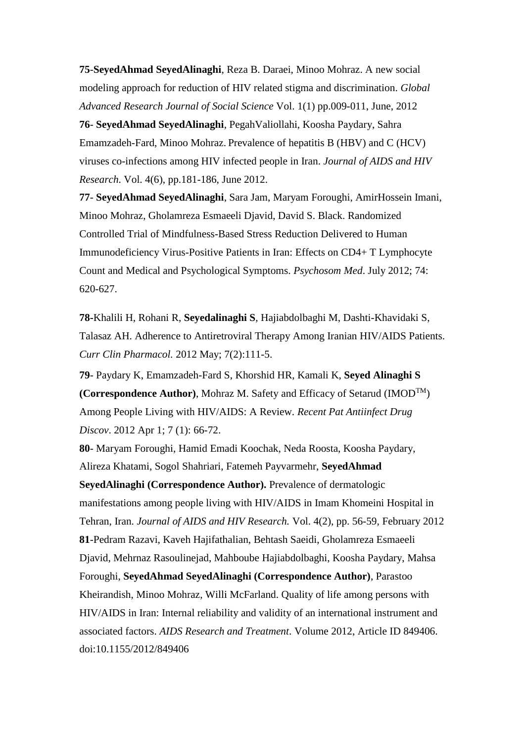**75-SeyedAhmad SeyedAlinaghi**, Reza B. Daraei, Minoo Mohraz. A new social modeling approach for reduction of HIV related stigma and discrimination. *Global Advanced Research Journal of Social Science* Vol. 1(1) pp.009-011, June, 2012

**76**- **SeyedAhmad SeyedAlinaghi**, PegahValiollahi, Koosha Paydary, Sahra Emamzadeh-Fard, Minoo Mohraz. Prevalence of hepatitis B (HBV) and C (HCV) viruses co-infections among HIV infected people in Iran. *Journal of AIDS and HIV Research*. Vol. 4(6), pp.181-186, June 2012.

**77**- **SeyedAhmad SeyedAlinaghi**, Sara Jam, Maryam Foroughi, AmirHossein Imani, Minoo Mohraz, Gholamreza Esmaeeli Djavid, David S. Black. Randomized Controlled Trial of Mindfulness-Based Stress Reduction Delivered to Human Immunodeficiency Virus-Positive Patients in Iran: Effects on CD4+ T Lymphocyte Count and Medical and Psychological Symptoms. *Psychosom Med*. July 2012; 74: 620-627.

**78**-Khalili H, Rohani R, **Seyedalinaghi S**, Hajiabdolbaghi M, Dashti-Khavidaki S, Talasaz AH. Adherence to Antiretroviral Therapy Among Iranian HIV/AIDS Patients. *Curr Clin Pharmacol.* 2012 May; 7(2):111-5.

**79**- Paydary K, Emamzadeh-Fard S, Khorshid HR, Kamali K, **Seyed Alinaghi S (Correspondence Author)**, Mohraz M. Safety and Efficacy of Setarud (IMOD$^{TM}$) Among People Living with HIV/AIDS: A Review. *Recent Pat Antiinfect Drug Discov*. 2012 Apr 1; 7 (1): 66-72.

**80**- Maryam Foroughi, Hamid Emadi Koochak, Neda Roosta, Koosha Paydary, Alireza Khatami, Sogol Shahriari, Fatemeh Payvarmehr, **SeyedAhmad SeyedAlinaghi (Correspondence Author).** Prevalence of dermatologic manifestations among people living with HIV/AIDS in Imam Khomeini Hospital in Tehran, Iran. *Journal of AIDS and HIV Research.* Vol. 4(2), pp. 56-59, February 2012

**81**-Pedram Razavi, Kaveh Hajifathalian, Behtash Saeidi, Gholamreza Esmaeeli Djavid, Mehrnaz Rasoulinejad, Mahboube Hajiabdolbaghi, Koosha Paydary, Mahsa Foroughi, **SeyedAhmad SeyedAlinaghi (Correspondence Author)**, Parastoo Kheirandish, Minoo Mohraz, Willi McFarland. Quality of life among persons with HIV/AIDS in Iran: Internal reliability and validity of an international instrument and associated factors. *AIDS Research and Treatment*. Volume 2012, Article ID 849406. doi:10.1155/2012/849406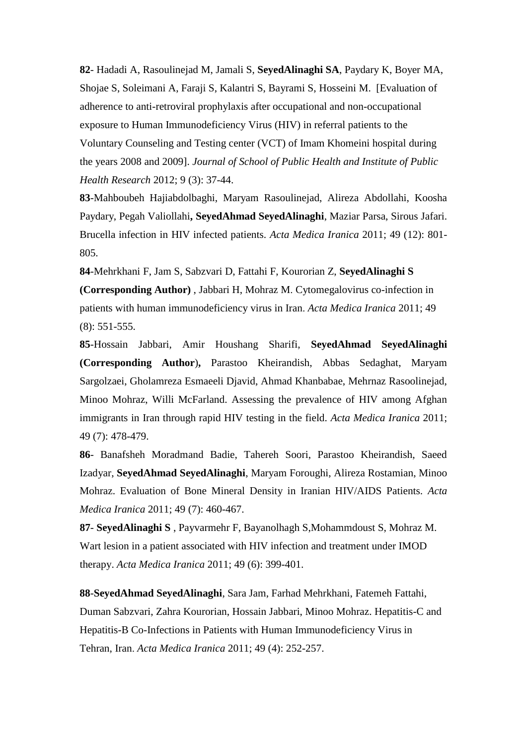**82**- Hadadi A, Rasoulinejad M, Jamali S, **SeyedAlinaghi SA**, Paydary K, Boyer MA, Shojae S, Soleimani A, Faraji S, Kalantri S, Bayrami S, Hosseini M. [Evaluation of adherence to anti-retroviral prophylaxis after occupational and non-occupational exposure to Human Immunodeficiency Virus (HIV) in referral patients to the Voluntary Counseling and Testing center (VCT) of Imam Khomeini hospital during the years 2008 and 2009]. *Journal of School of Public Health and Institute of Public Health Research* 2012; 9 (3): 37-44.

**83**-Mahboubeh Hajiabdolbaghi, Maryam Rasoulinejad, Alireza Abdollahi, Koosha Paydary, Pegah Valiollahi**, SeyedAhmad SeyedAlinaghi**, Maziar Parsa, Sirous Jafari. Brucella infection in HIV infected patients. *Acta Medica Iranica* 2011; 49 (12): 801-805.

**84**-Mehrkhani F, Jam S, Sabzvari D, Fattahi F, Kourorian Z, **SeyedAlinaghi S (Corresponding Author)** , Jabbari H, Mohraz M. Cytomegalovirus co-infection in patients with human immunodeficiency virus in Iran. *Acta Medica Iranica* 2011; 49 (8): 551-555.

**85**-Hossain Jabbari, Amir Houshang Sharifi, **SeyedAhmad SeyedAlinaghi (Corresponding Author**)**,** Parastoo Kheirandish, Abbas Sedaghat, Maryam Sargolzaei, Gholamreza Esmaeeli Djavid, Ahmad Khanbabae, Mehrnaz Rasoolinejad, Minoo Mohraz, Willi McFarland. Assessing the prevalence of HIV among Afghan immigrants in Iran through rapid HIV testing in the field. *Acta Medica Iranica* 2011; 49 (7): 478-479.

**86**- Banafsheh Moradmand Badie, Tahereh Soori, Parastoo Kheirandish, Saeed Izadyar, **SeyedAhmad SeyedAlinaghi**, Maryam Foroughi, Alireza Rostamian, Minoo Mohraz. Evaluation of Bone Mineral Density in Iranian HIV/AIDS Patients. *Acta Medica Iranica* 2011; 49 (7): 460-467.

**87**- **SeyedAlinaghi S** , Payvarmehr F, Bayanolhagh S,Mohammdoust S, Mohraz M. Wart lesion in a patient associated with HIV infection and treatment under IMOD therapy. *Acta Medica Iranica* 2011; 49 (6): 399-401.

**88**-**SeyedAhmad SeyedAlinaghi**, Sara Jam, Farhad Mehrkhani, Fatemeh Fattahi, Duman Sabzvari, Zahra Kourorian, Hossain Jabbari, Minoo Mohraz. Hepatitis-C and Hepatitis-B Co-Infections in Patients with Human Immunodeficiency Virus in Tehran, Iran. *Acta Medica Iranica* 2011; 49 (4): 252-257.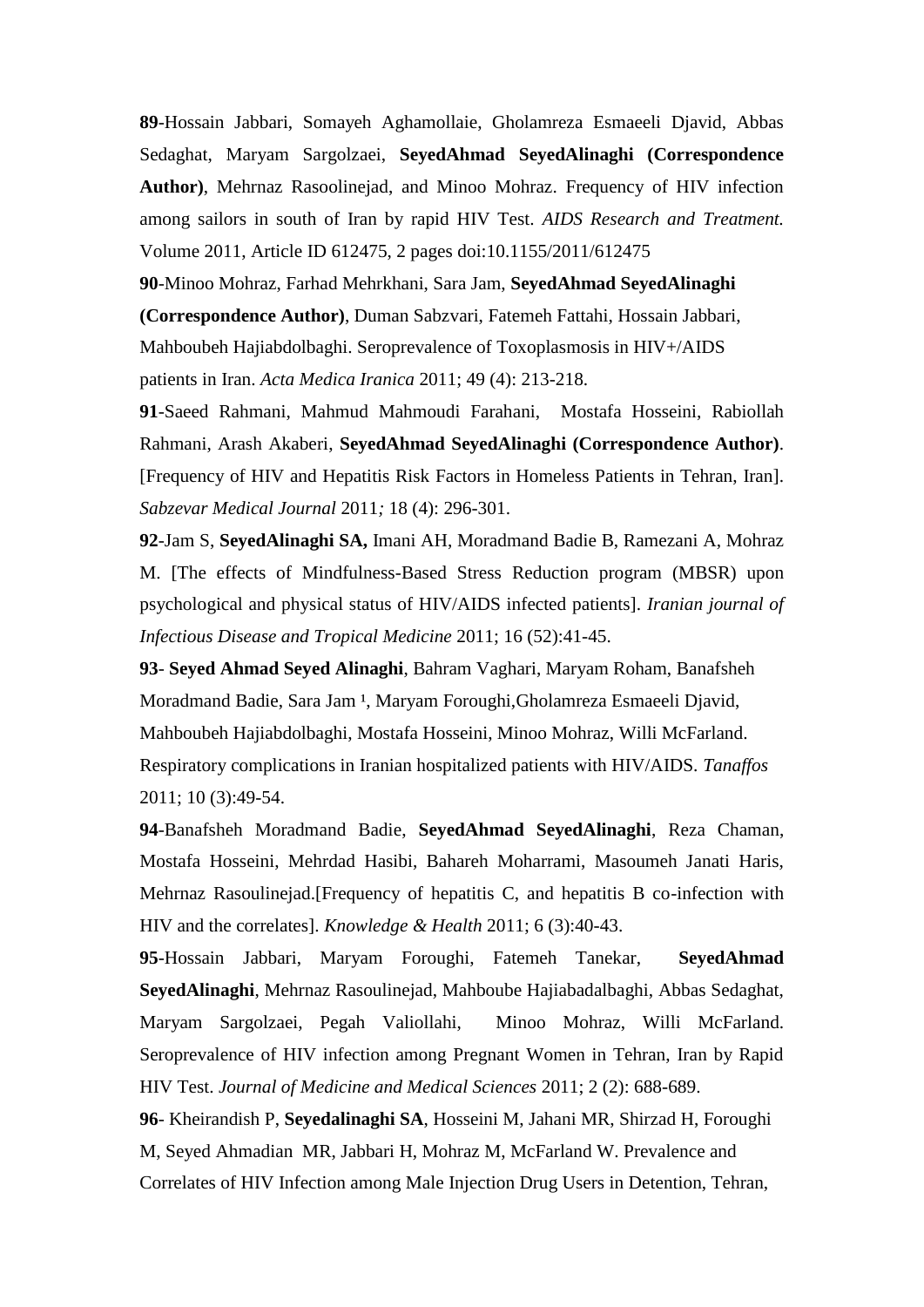**89**-Hossain Jabbari, Somayeh Aghamollaie, Gholamreza Esmaeeli Djavid, Abbas Sedaghat, Maryam Sargolzaei, **SeyedAhmad SeyedAlinaghi (Correspondence Author)**, Mehrnaz Rasoolinejad, and Minoo Mohraz. Frequency of HIV infection among sailors in south of Iran by rapid HIV Test. *AIDS Research and Treatment.* Volume 2011, Article ID 612475, 2 pages doi:10.1155/2011/612475

**90**-Minoo Mohraz, Farhad Mehrkhani, Sara Jam, **SeyedAhmad SeyedAlinaghi (Correspondence Author)**, Duman Sabzvari, Fatemeh Fattahi, Hossain Jabbari, Mahboubeh Hajiabdolbaghi. Seroprevalence of Toxoplasmosis in HIV+/AIDS patients in Iran. *Acta Medica Iranica* 2011; 49 (4): 213-218.

**91**-Saeed Rahmani, Mahmud Mahmoudi Farahani, Mostafa Hosseini, Rabiollah Rahmani, Arash Akaberi, **SeyedAhmad SeyedAlinaghi (Correspondence Author)**. [Frequency of HIV and Hepatitis Risk Factors in Homeless Patients in Tehran, Iran]. *Sabzevar Medical Journal* 2011*;* 18 (4): 296-301.

**92**-Jam S, **SeyedAlinaghi SA,** Imani AH, Moradmand Badie B, Ramezani A, Mohraz M. [The effects of Mindfulness-Based Stress Reduction program (MBSR) upon psychological and physical status of HIV/AIDS infected patients]. *Iranian journal of Infectious Disease and Tropical Medicine* 2011; 16 (52):41-45.

**93**- **Seyed Ahmad Seyed Alinaghi**, Bahram Vaghari, Maryam Roham, Banafsheh Moradmand Badie, Sara Jam [1], Maryam Foroughi,Gholamreza Esmaeeli Djavid, Mahboubeh Hajiabdolbaghi, Mostafa Hosseini, Minoo Mohraz, Willi McFarland. Respiratory complications in Iranian hospitalized patients with HIV/AIDS. *Tanaffos* 2011; 10 (3):49-54.

**94**-Banafsheh Moradmand Badie, **SeyedAhmad SeyedAlinaghi**, Reza Chaman, Mostafa Hosseini, Mehrdad Hasibi, Bahareh Moharrami, Masoumeh Janati Haris, Mehrnaz Rasoulinejad.[Frequency of hepatitis C, and hepatitis B co-infection with HIV and the correlates]. *Knowledge & Health* 2011; 6 (3):40-43.

**95**-Hossain Jabbari, Maryam Foroughi, Fatemeh Tanekar, **SeyedAhmad SeyedAlinaghi**, Mehrnaz Rasoulinejad, Mahboube Hajiabadalbaghi, Abbas Sedaghat, Maryam Sargolzaei, Pegah Valiollahi, Minoo Mohraz, Willi McFarland. Seroprevalence of HIV infection among Pregnant Women in Tehran, Iran by Rapid HIV Test. *Journal of Medicine and Medical Sciences* 2011; 2 (2): 688-689.

**96**- Kheirandish P, **Seyedalinaghi SA**, Hosseini M, Jahani MR, Shirzad H, Foroughi M, Seyed Ahmadian MR, Jabbari H, Mohraz M, McFarland W. Prevalence and Correlates of HIV Infection among Male Injection Drug Users in Detention, Tehran,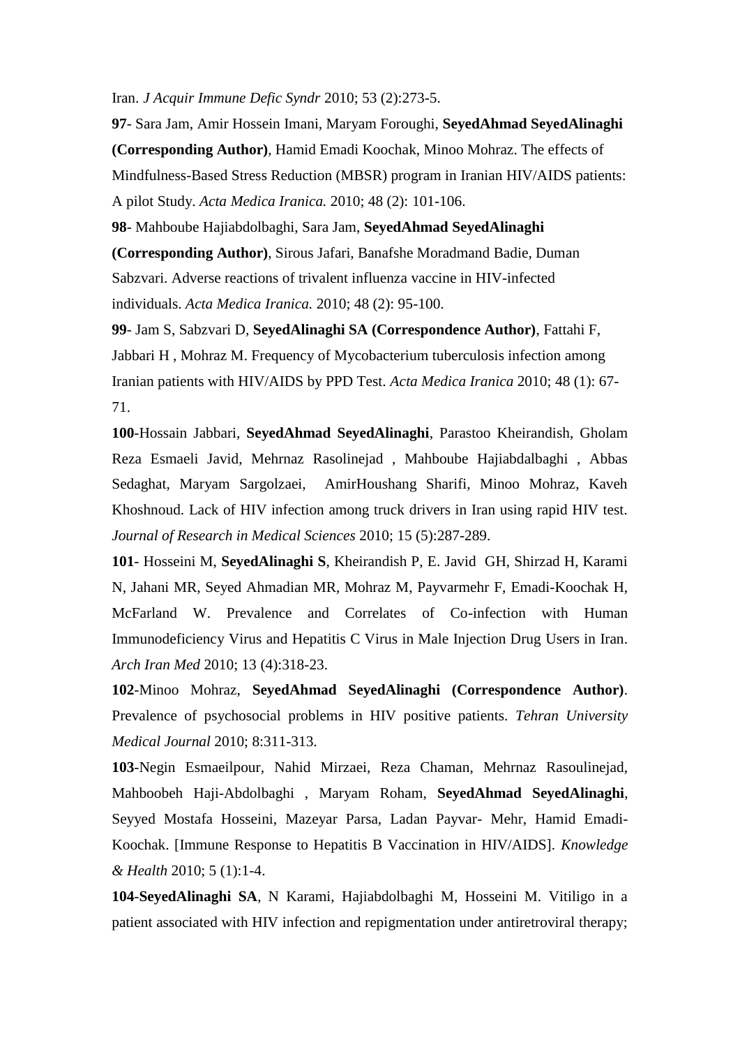Iran. *J Acquir Immune Defic Syndr* 2010; 53 (2):273-5.

**97**- Sara Jam, Amir Hossein Imani, Maryam Foroughi, **SeyedAhmad SeyedAlinaghi (Corresponding Author)**, Hamid Emadi Koochak, Minoo Mohraz. The effects of Mindfulness-Based Stress Reduction (MBSR) program in Iranian HIV/AIDS patients: A pilot Study. *Acta Medica Iranica.* 2010; 48 (2): 101-106.

**98**- Mahboube Hajiabdolbaghi, Sara Jam, **SeyedAhmad SeyedAlinaghi (Corresponding Author)**, Sirous Jafari, Banafshe Moradmand Badie, Duman Sabzvari. Adverse reactions of trivalent influenza vaccine in HIV-infected individuals. *Acta Medica Iranica.* 2010; 48 (2): 95-100.

**99**- Jam S, Sabzvari D, **SeyedAlinaghi SA (Correspondence Author)**, Fattahi F, Jabbari H , Mohraz M. Frequency of Mycobacterium tuberculosis infection among Iranian patients with HIV/AIDS by PPD Test. *Acta Medica Iranica* 2010; 48 (1): 67-71.

**100**-Hossain Jabbari, **SeyedAhmad SeyedAlinaghi**, Parastoo Kheirandish, Gholam Reza Esmaeli Javid, Mehrnaz Rasolinejad , Mahboube Hajiabdalbaghi , Abbas Sedaghat, Maryam Sargolzaei, AmirHoushang Sharifi, Minoo Mohraz, Kaveh Khoshnoud. Lack of HIV infection among truck drivers in Iran using rapid HIV test. *Journal of Research in Medical Sciences* 2010; 15 (5):287-289.

**101**- Hosseini M, **SeyedAlinaghi S**, Kheirandish P, E. Javid GH, Shirzad H, Karami N, Jahani MR, Seyed Ahmadian MR, Mohraz M, Payvarmehr F, Emadi-Koochak H, McFarland W. Prevalence and Correlates of Co-infection with Human Immunodeficiency Virus and Hepatitis C Virus in Male Injection Drug Users in Iran. *Arch Iran Med* 2010; 13 (4):318-23.

**102**-Minoo Mohraz, **SeyedAhmad SeyedAlinaghi (Correspondence Author)**. Prevalence of psychosocial problems in HIV positive patients. *Tehran University Medical Journal* 2010; 8:311-313.

**103**-Negin Esmaeilpour, Nahid Mirzaei, Reza Chaman, Mehrnaz Rasoulinejad, Mahboobeh Haji-Abdolbaghi , Maryam Roham, **SeyedAhmad SeyedAlinaghi**, Seyyed Mostafa Hosseini, Mazeyar Parsa, Ladan Payvar- Mehr, Hamid Emadi-Koochak. [Immune Response to Hepatitis B Vaccination in HIV/AIDS]. *Knowledge & Health* 2010; 5 (1):1-4.

**104**-**SeyedAlinaghi SA**, N Karami, Hajiabdolbaghi M, Hosseini M. Vitiligo in a patient associated with HIV infection and repigmentation under antiretroviral therapy;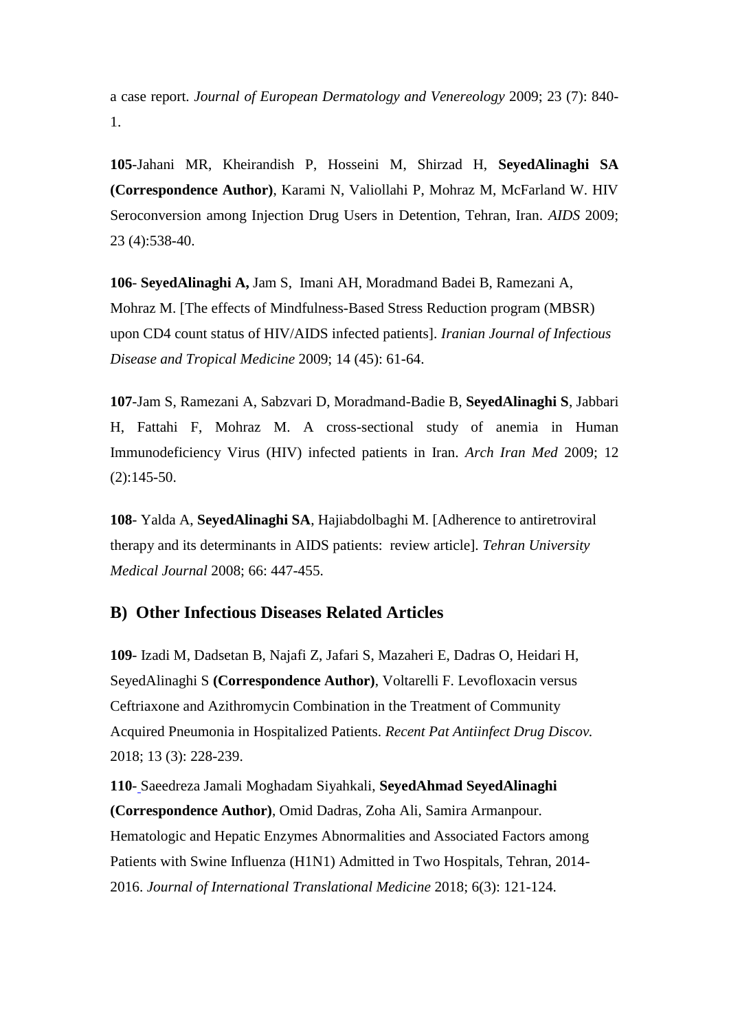a case report. *Journal of European Dermatology and Venereology* 2009; 23 (7): 840-1.

**105**-Jahani MR, Kheirandish P, Hosseini M, Shirzad H, **SeyedAlinaghi SA (Correspondence Author)**, Karami N, Valiollahi P, Mohraz M, McFarland W. HIV Seroconversion among Injection Drug Users in Detention, Tehran, Iran. *AIDS* 2009; 23 (4):538-40.

**106**- **SeyedAlinaghi A,** Jam S, Imani AH, Moradmand Badei B, Ramezani A, Mohraz M. [The effects of Mindfulness-Based Stress Reduction program (MBSR) upon CD4 count status of HIV/AIDS infected patients]. *Iranian Journal of Infectious Disease and Tropical Medicine* 2009; 14 (45): 61-64.

**107**-Jam S, Ramezani A, Sabzvari D, Moradmand-Badie B, **SeyedAlinaghi S**, Jabbari H, Fattahi F, Mohraz M. A cross-sectional study of anemia in Human Immunodeficiency Virus (HIV) infected patients in Iran. *Arch Iran Med* 2009; 12 (2):145-50.

**108**- Yalda A, **SeyedAlinaghi SA**, Hajiabdolbaghi M. [Adherence to antiretroviral therapy and its determinants in AIDS patients: review article]. *Tehran University Medical Journal* 2008; 66: 447-455.

## B) Other Infectious Diseases Related Articles

**109**- Izadi M, Dadsetan B, Najafi Z, Jafari S, Mazaheri E, Dadras O, Heidari H, SeyedAlinaghi S **(Correspondence Author)**, Voltarelli F. Levofloxacin versus Ceftriaxone and Azithromycin Combination in the Treatment of Community Acquired Pneumonia in Hospitalized Patients. *Recent Pat Antiinfect Drug Discov.* 2018; 13 (3): 228-239.

**110**- Saeedreza Jamali Moghadam Siyahkali, **SeyedAhmad SeyedAlinaghi (Correspondence Author)**, Omid Dadras, Zoha Ali, Samira Armanpour. Hematologic and Hepatic Enzymes Abnormalities and Associated Factors among Patients with Swine Influenza (H1N1) Admitted in Two Hospitals, Tehran, 2014-2016. *Journal of International Translational Medicine* 2018; 6(3): 121-124.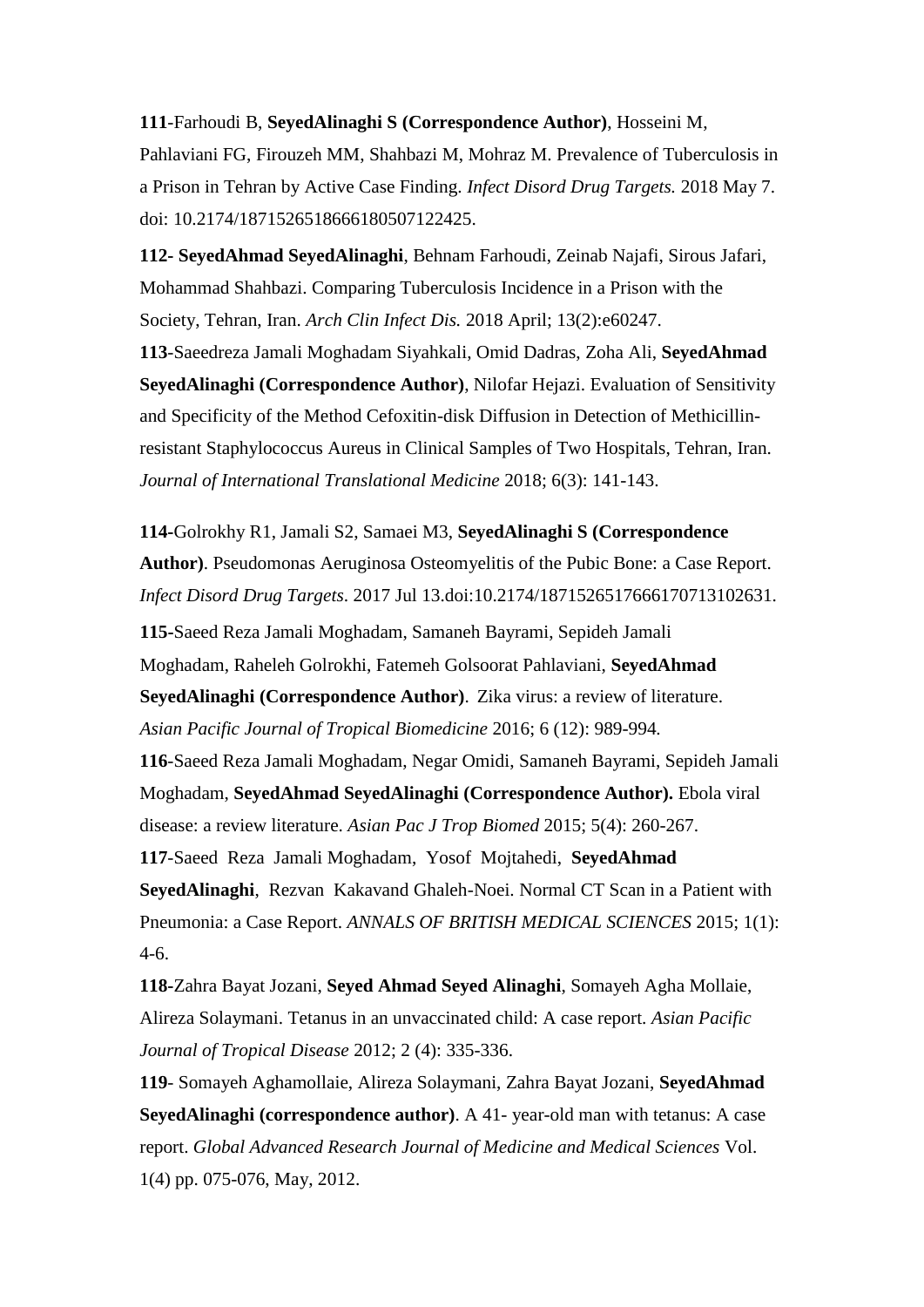**111**-Farhoudi B, **SeyedAlinaghi S (Correspondence Author)**, Hosseini M, Pahlaviani FG, Firouzeh MM, Shahbazi M, Mohraz M. Prevalence of Tuberculosis in a Prison in Tehran by Active Case Finding. *Infect Disord Drug Targets.* 2018 May 7. doi: 10.2174/1871526518666180507122425.

**112- SeyedAhmad SeyedAlinaghi**, Behnam Farhoudi, Zeinab Najafi, Sirous Jafari, Mohammad Shahbazi. Comparing Tuberculosis Incidence in a Prison with the Society, Tehran, Iran. *Arch Clin Infect Dis.* 2018 April; 13(2):e60247.

**113**-Saeedreza Jamali Moghadam Siyahkali, Omid Dadras, Zoha Ali, **SeyedAhmad SeyedAlinaghi (Correspondence Author)**, Nilofar Hejazi. Evaluation of Sensitivity and Specificity of the Method Cefoxitin-disk Diffusion in Detection of Methicillin-resistant Staphylococcus Aureus in Clinical Samples of Two Hospitals, Tehran, Iran. *Journal of International Translational Medicine* 2018; 6(3): 141-143.

**114-**Golrokhy R1, Jamali S2, Samaei M3, **SeyedAlinaghi S (Correspondence Author)**. Pseudomonas Aeruginosa Osteomyelitis of the Pubic Bone: a Case Report. *Infect Disord Drug Targets*. 2017 Jul 13.doi:10.2174/1871526517666170713102631.

**115-**Saeed Reza Jamali Moghadam, Samaneh Bayrami, Sepideh Jamali Moghadam, Raheleh Golrokhi, Fatemeh Golsoorat Pahlaviani, **SeyedAhmad SeyedAlinaghi (Correspondence Author)**. Zika virus: a review of literature. *Asian Pacific Journal of Tropical Biomedicine* 2016; 6 (12): 989-994.

**116**-Saeed Reza Jamali Moghadam, Negar Omidi, Samaneh Bayrami, Sepideh Jamali Moghadam, **SeyedAhmad SeyedAlinaghi (Correspondence Author).** Ebola viral disease: a review literature. *Asian Pac J Trop Biomed* 2015; 5(4): 260-267.

**117**-Saeed Reza Jamali Moghadam, Yosof Mojtahedi, **SeyedAhmad SeyedAlinaghi**, Rezvan Kakavand Ghaleh-Noei. Normal CT Scan in a Patient with Pneumonia: a Case Report. *ANNALS OF BRITISH MEDICAL SCIENCES* 2015; 1(1): 4-6.

**118-**Zahra Bayat Jozani, **Seyed Ahmad Seyed Alinaghi**, Somayeh Agha Mollaie, Alireza Solaymani. Tetanus in an unvaccinated child: A case report. *Asian Pacific Journal of Tropical Disease* 2012; 2 (4): 335-336.

**119**- Somayeh Aghamollaie, Alireza Solaymani, Zahra Bayat Jozani, **SeyedAhmad SeyedAlinaghi (correspondence author)**. A 41- year-old man with tetanus: A case report. *Global Advanced Research Journal of Medicine and Medical Sciences* Vol. 1(4) pp. 075-076, May, 2012.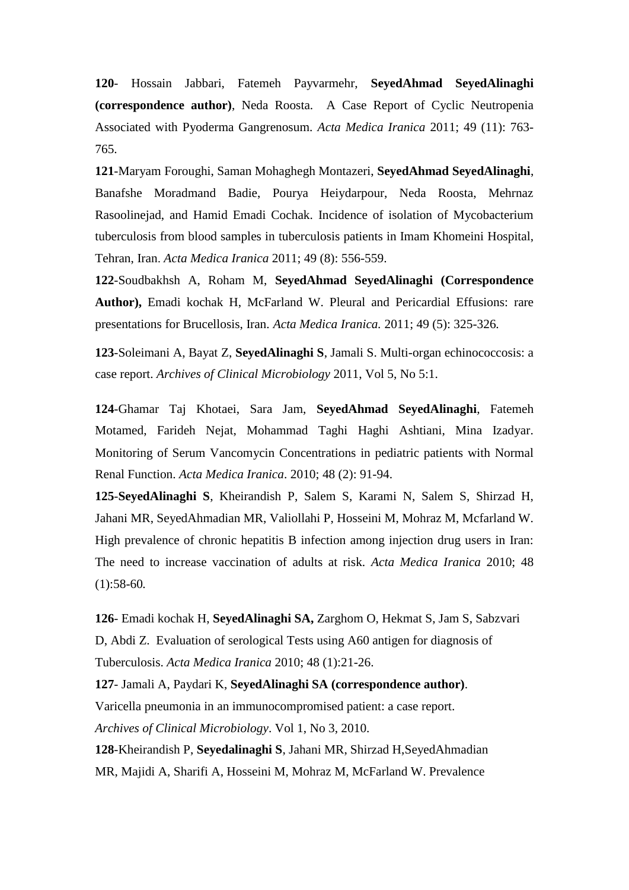**120**- Hossain Jabbari, Fatemeh Payvarmehr, **SeyedAhmad SeyedAlinaghi (correspondence author)**, Neda Roosta. A Case Report of Cyclic Neutropenia Associated with Pyoderma Gangrenosum. *Acta Medica Iranica* 2011; 49 (11): 763-765.

**121**-Maryam Foroughi, Saman Mohaghegh Montazeri, **SeyedAhmad SeyedAlinaghi**, Banafshe Moradmand Badie, Pourya Heiydarpour, Neda Roosta, Mehrnaz Rasoolinejad, and Hamid Emadi Cochak. Incidence of isolation of Mycobacterium tuberculosis from blood samples in tuberculosis patients in Imam Khomeini Hospital, Tehran, Iran. *Acta Medica Iranica* 2011; 49 (8): 556-559.

**122**-Soudbakhsh A, Roham M, **SeyedAhmad SeyedAlinaghi (Correspondence Author),** Emadi kochak H, McFarland W. Pleural and Pericardial Effusions: rare presentations for Brucellosis, Iran. *Acta Medica Iranica.* 2011; 49 (5): 325-326.

**123**-Soleimani A, Bayat Z, **SeyedAlinaghi S**, Jamali S. Multi-organ echinococcosis: a case report. *Archives of Clinical Microbiology* 2011, Vol 5, No 5:1.

**124**-Ghamar Taj Khotaei, Sara Jam, **SeyedAhmad SeyedAlinaghi**, Fatemeh Motamed, Farideh Nejat, Mohammad Taghi Haghi Ashtiani, Mina Izadyar. Monitoring of Serum Vancomycin Concentrations in pediatric patients with Normal Renal Function. *Acta Medica Iranica*. 2010; 48 (2): 91-94.

**125-SeyedAlinaghi S**, Kheirandish P, Salem S, Karami N, Salem S, Shirzad H, Jahani MR, SeyedAhmadian MR, Valiollahi P, Hosseini M, Mohraz M, Mcfarland W. High prevalence of chronic hepatitis B infection among injection drug users in Iran: The need to increase vaccination of adults at risk. *Acta Medica Iranica* 2010; 48 (1):58-60.

**126**- Emadi kochak H, **SeyedAlinaghi SA,** Zarghom O, Hekmat S, Jam S, Sabzvari D, Abdi Z. Evaluation of serological Tests using A60 antigen for diagnosis of Tuberculosis. *Acta Medica Iranica* 2010; 48 (1):21-26.

**127**- Jamali A, Paydari K, **SeyedAlinaghi SA (correspondence author)**. Varicella pneumonia in an immunocompromised patient: a case report. *Archives of Clinical Microbiology*. Vol 1, No 3, 2010.

**128**-Kheirandish P, **Seyedalinaghi S**, Jahani MR, Shirzad H,SeyedAhmadian MR, Majidi A, Sharifi A, Hosseini M, Mohraz M, McFarland W. Prevalence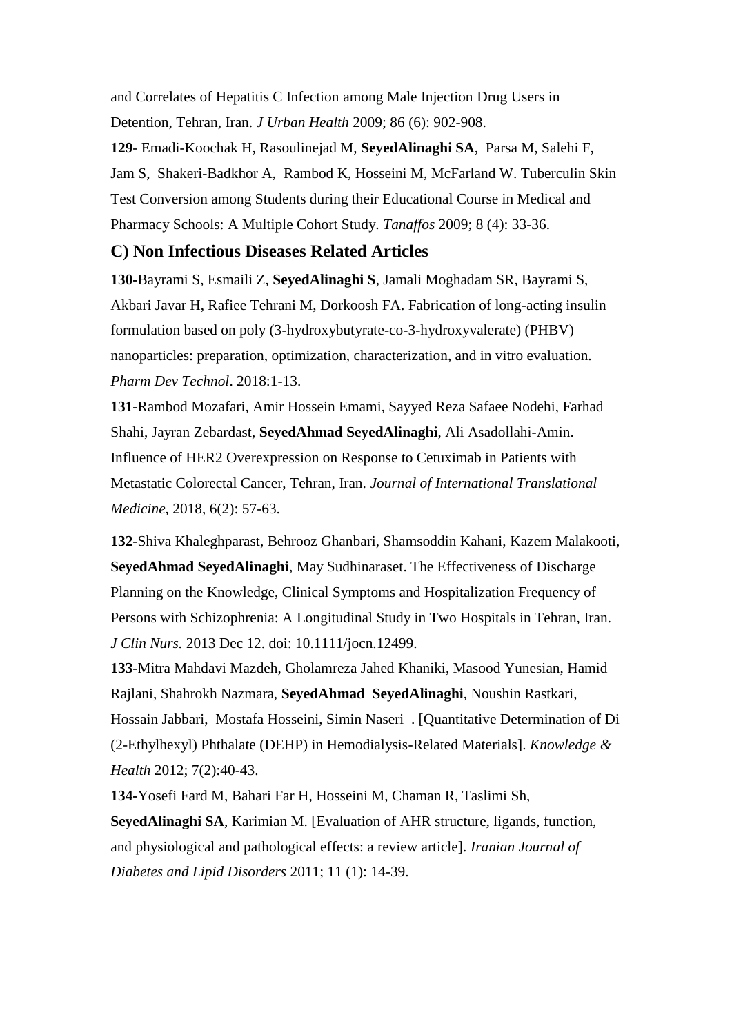and Correlates of Hepatitis C Infection among Male Injection Drug Users in Detention, Tehran, Iran. *J Urban Health* 2009; 86 (6): 902-908.

**129**- Emadi-Koochak H, Rasoulinejad M, **SeyedAlinaghi SA**, Parsa M, Salehi F, Jam S, Shakeri-Badkhor A, Rambod K, Hosseini M, McFarland W. Tuberculin Skin Test Conversion among Students during their Educational Course in Medical and Pharmacy Schools: A Multiple Cohort Study. *Tanaffos* 2009; 8 (4): 33-36.

### C) Non Infectious Diseases Related Articles

**130**-Bayrami S, Esmaili Z, **SeyedAlinaghi S**, Jamali Moghadam SR, Bayrami S, Akbari Javar H, Rafiee Tehrani M, Dorkoosh FA. Fabrication of long-acting insulin formulation based on poly (3-hydroxybutyrate-co-3-hydroxyvalerate) (PHBV) nanoparticles: preparation, optimization, characterization, and in vitro evaluation. *Pharm Dev Technol*. 2018:1-13.

**131**-Rambod Mozafari, Amir Hossein Emami, Sayyed Reza Safaee Nodehi, Farhad Shahi, Jayran Zebardast, **SeyedAhmad SeyedAlinaghi**, Ali Asadollahi-Amin. Influence of HER2 Overexpression on Response to Cetuximab in Patients with Metastatic Colorectal Cancer, Tehran, Iran. *Journal of International Translational Medicine*, 2018, 6(2): 57-63.

**132**-Shiva Khaleghparast, Behrooz Ghanbari, Shamsoddin Kahani, Kazem Malakooti, **SeyedAhmad SeyedAlinaghi**, May Sudhinaraset. The Effectiveness of Discharge Planning on the Knowledge, Clinical Symptoms and Hospitalization Frequency of Persons with Schizophrenia: A Longitudinal Study in Two Hospitals in Tehran, Iran. *J Clin Nurs.* 2013 Dec 12. doi: 10.1111/jocn.12499.

**133**-Mitra Mahdavi Mazdeh, Gholamreza Jahed Khaniki, Masood Yunesian, Hamid Rajlani, Shahrokh Nazmara, **SeyedAhmad SeyedAlinaghi**, Noushin Rastkari, Hossain Jabbari, Mostafa Hosseini, Simin Naseri . [Quantitative Determination of Di (2-Ethylhexyl) Phthalate (DEHP) in Hemodialysis-Related Materials]. *Knowledge & Health* 2012; 7(2):40-43.

**134**-Yosefi Fard M, Bahari Far H, Hosseini M, Chaman R, Taslimi Sh, **SeyedAlinaghi SA**, Karimian M. [Evaluation of AHR structure, ligands, function, and physiological and pathological effects: a review article]. *Iranian Journal of Diabetes and Lipid Disorders* 2011; 11 (1): 14-39.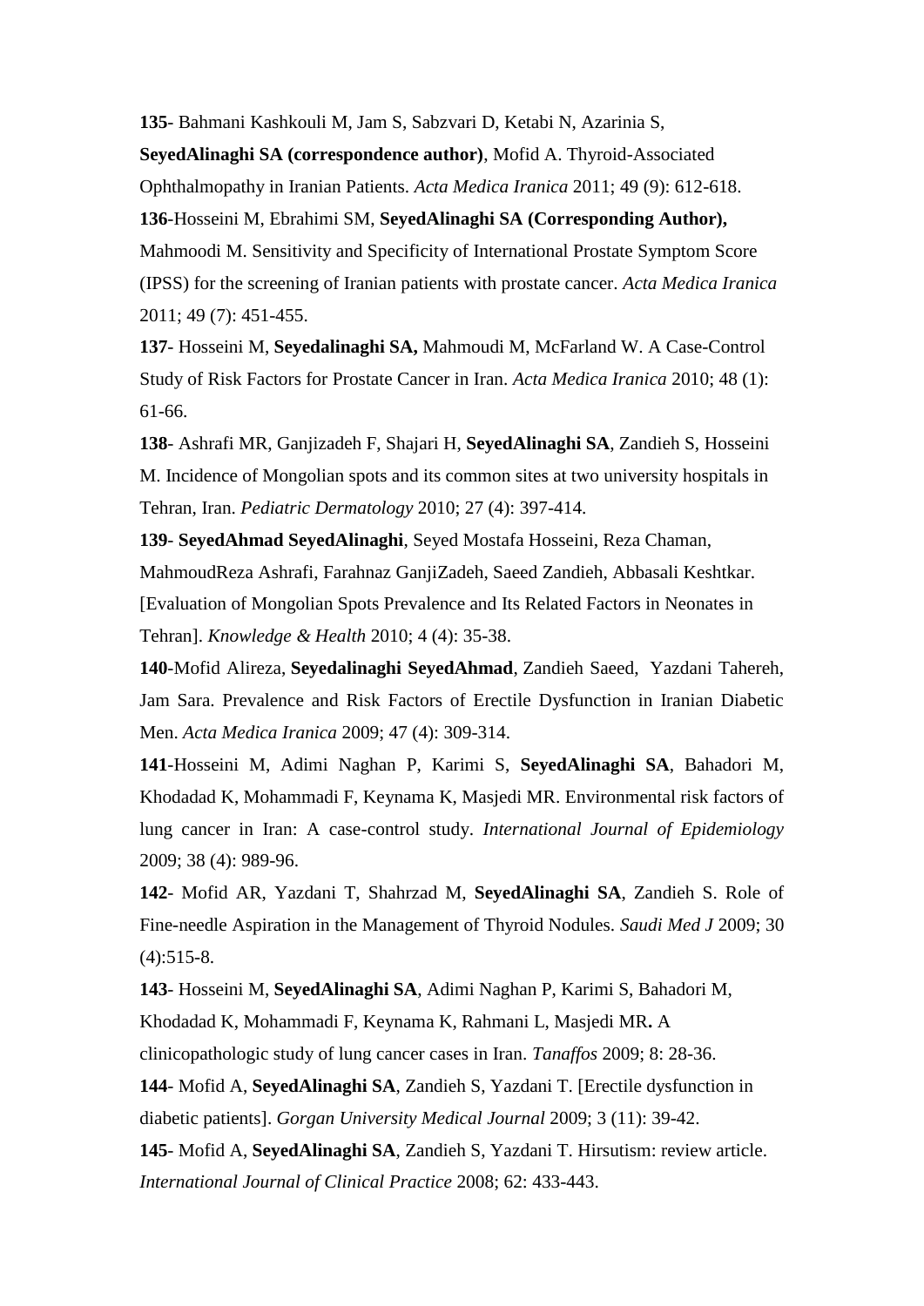**135**- Bahmani Kashkouli M, Jam S, Sabzvari D, Ketabi N, Azarinia S, **SeyedAlinaghi SA (correspondence author)**, Mofid A. Thyroid-Associated Ophthalmopathy in Iranian Patients. *Acta Medica Iranica* 2011; 49 (9): 612-618.

**136**-Hosseini M, Ebrahimi SM, **SeyedAlinaghi SA (Corresponding Author),** Mahmoodi M. Sensitivity and Specificity of International Prostate Symptom Score (IPSS) for the screening of Iranian patients with prostate cancer. *Acta Medica Iranica* 2011; 49 (7): 451-455.

**137**- Hosseini M, **Seyedalinaghi SA,** Mahmoudi M, McFarland W. A Case-Control Study of Risk Factors for Prostate Cancer in Iran. *Acta Medica Iranica* 2010; 48 (1): 61-66.

**138**- Ashrafi MR, Ganjizadeh F, Shajari H, **SeyedAlinaghi SA**, Zandieh S, Hosseini M. Incidence of Mongolian spots and its common sites at two university hospitals in Tehran, Iran. *Pediatric Dermatology* 2010; 27 (4): 397-414.

**139**- **SeyedAhmad SeyedAlinaghi**, Seyed Mostafa Hosseini, Reza Chaman, MahmoudReza Ashrafi, Farahnaz GanjiZadeh, Saeed Zandieh, Abbasali Keshtkar. [Evaluation of Mongolian Spots Prevalence and Its Related Factors in Neonates in Tehran]. *Knowledge & Health* 2010; 4 (4): 35-38.

**140**-Mofid Alireza, **Seyedalinaghi SeyedAhmad**, Zandieh Saeed, Yazdani Tahereh, Jam Sara. Prevalence and Risk Factors of Erectile Dysfunction in Iranian Diabetic Men. *Acta Medica Iranica* 2009; 47 (4): 309-314.

**141**-Hosseini M, Adimi Naghan P, Karimi S, **SeyedAlinaghi SA**, Bahadori M, Khodadad K, Mohammadi F, Keynama K, Masjedi MR. Environmental risk factors of lung cancer in Iran: A case-control study. *International Journal of Epidemiology* 2009; 38 (4): 989-96.

**142**- Mofid AR, Yazdani T, Shahrzad M, **SeyedAlinaghi SA**, Zandieh S. Role of Fine-needle Aspiration in the Management of Thyroid Nodules. *Saudi Med J* 2009; 30 (4):515-8.

**143**- Hosseini M, **SeyedAlinaghi SA**, Adimi Naghan P, Karimi S, Bahadori M, Khodadad K, Mohammadi F, Keynama K, Rahmani L, Masjedi MR**.** A clinicopathologic study of lung cancer cases in Iran. *Tanaffos* 2009; 8: 28-36.

**144**- Mofid A, **SeyedAlinaghi SA**, Zandieh S, Yazdani T. [Erectile dysfunction in diabetic patients]. *Gorgan University Medical Journal* 2009; 3 (11): 39-42.

**145**- Mofid A, **SeyedAlinaghi SA**, Zandieh S, Yazdani T. Hirsutism: review article. *International Journal of Clinical Practice* 2008; 62: 433-443.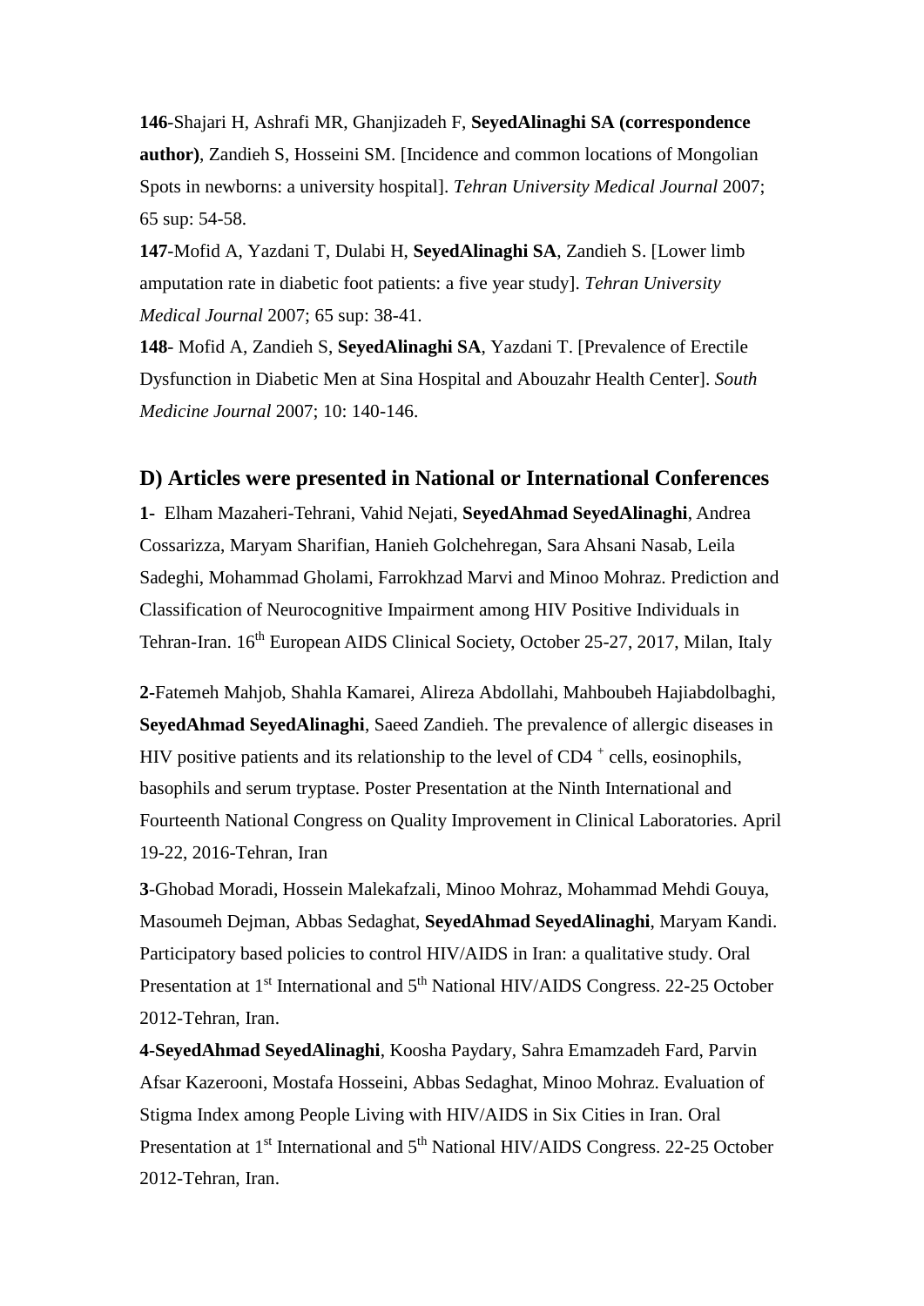**146**-Shajari H, Ashrafi MR, Ghanjizadeh F, **SeyedAlinaghi SA (correspondence author)**, Zandieh S, Hosseini SM. [Incidence and common locations of Mongolian Spots in newborns: a university hospital]. *Tehran University Medical Journal* 2007; 65 sup: 54-58.

**147**-Mofid A, Yazdani T, Dulabi H, **SeyedAlinaghi SA**, Zandieh S. [Lower limb amputation rate in diabetic foot patients: a five year study]. *Tehran University Medical Journal* 2007; 65 sup: 38-41.

**148**- Mofid A, Zandieh S, **SeyedAlinaghi SA**, Yazdani T. [Prevalence of Erectile Dysfunction in Diabetic Men at Sina Hospital and Abouzahr Health Center]. *South Medicine Journal* 2007; 10: 140-146.

## D) Articles were presented in National or International Conferences

**1-** Elham Mazaheri-Tehrani, Vahid Nejati, **SeyedAhmad SeyedAlinaghi**, Andrea Cossarizza, Maryam Sharifian, Hanieh Golchehregan, Sara Ahsani Nasab, Leila Sadeghi, Mohammad Gholami, Farrokhzad Marvi and Minoo Mohraz. Prediction and Classification of Neurocognitive Impairment among HIV Positive Individuals in Tehran-Iran. 16th European AIDS Clinical Society, October 25-27, 2017, Milan, Italy

**2-**Fatemeh Mahjob, Shahla Kamarei, Alireza Abdollahi, Mahboubeh Hajiabdolbaghi, **SeyedAhmad SeyedAlinaghi**, Saeed Zandieh. The prevalence of allergic diseases in HIV positive patients and its relationship to the level of $CD4^+$ cells, eosinophils, basophils and serum tryptase. Poster Presentation at the Ninth International and Fourteenth National Congress on Quality Improvement in Clinical Laboratories. April 19-22, 2016-Tehran, Iran

**3-**Ghobad Moradi, Hossein Malekafzali, Minoo Mohraz, Mohammad Mehdi Gouya, Masoumeh Dejman, Abbas Sedaghat, **SeyedAhmad SeyedAlinaghi**, Maryam Kandi. Participatory based policies to control HIV/AIDS in Iran: a qualitative study. Oral Presentation at 1st International and 5th National HIV/AIDS Congress. 22-25 October 2012-Tehran, Iran.

**4-SeyedAhmad SeyedAlinaghi**, Koosha Paydary, Sahra Emamzadeh Fard, Parvin Afsar Kazerooni, Mostafa Hosseini, Abbas Sedaghat, Minoo Mohraz. Evaluation of Stigma Index among People Living with HIV/AIDS in Six Cities in Iran. Oral Presentation at 1st International and 5th National HIV/AIDS Congress. 22-25 October 2012-Tehran, Iran.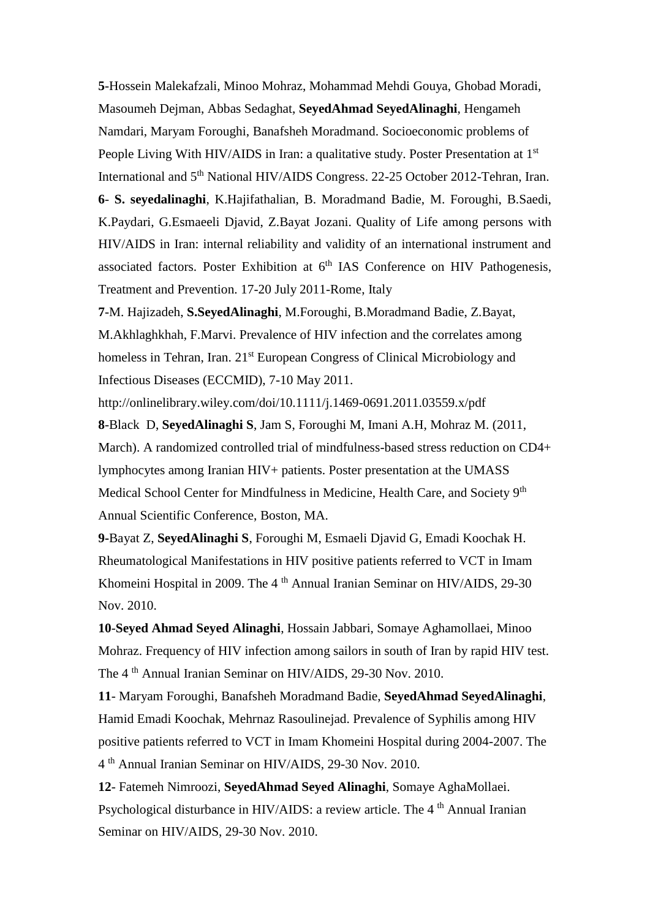**5**-Hossein Malekafzali, Minoo Mohraz, Mohammad Mehdi Gouya, Ghobad Moradi, Masoumeh Dejman, Abbas Sedaghat, **SeyedAhmad SeyedAlinaghi**, Hengameh Namdari, Maryam Foroughi, Banafsheh Moradmand. Socioeconomic problems of People Living With HIV/AIDS in Iran: a qualitative study. Poster Presentation at 1st International and 5th National HIV/AIDS Congress. 22-25 October 2012-Tehran, Iran.

**6**- **S. seyedalinaghi**, K.Hajifathalian, B. Moradmand Badie, M. Foroughi, B.Saedi, K.Paydari, G.Esmaeeli Djavid, Z.Bayat Jozani. Quality of Life among persons with HIV/AIDS in Iran: internal reliability and validity of an international instrument and associated factors. Poster Exhibition at 6th IAS Conference on HIV Pathogenesis, Treatment and Prevention. 17-20 July 2011-Rome, Italy

**7**-M. Hajizadeh, **S.SeyedAlinaghi**, M.Foroughi, B.Moradmand Badie, Z.Bayat, M.Akhlaghkhah, F.Marvi. Prevalence of HIV infection and the correlates among homeless in Tehran, Iran. 21st European Congress of Clinical Microbiology and Infectious Diseases (ECCMID), 7-10 May 2011.

http://onlinelibrary.wiley.com/doi/10.1111/j.1469-0691.2011.03559.x/pdf

**8**-Black D, **SeyedAlinaghi S**, Jam S, Foroughi M, Imani A.H, Mohraz M. (2011, March). A randomized controlled trial of mindfulness-based stress reduction on CD4+ lymphocytes among Iranian HIV+ patients. Poster presentation at the UMASS Medical School Center for Mindfulness in Medicine, Health Care, and Society 9th Annual Scientific Conference, Boston, MA.

**9**-Bayat Z, **SeyedAlinaghi S**, Foroughi M, Esmaeli Djavid G, Emadi Koochak H. Rheumatological Manifestations in HIV positive patients referred to VCT in Imam Khomeini Hospital in 2009. The 4 th Annual Iranian Seminar on HIV/AIDS, 29-30 Nov. 2010.

**10**-**Seyed Ahmad Seyed Alinaghi**, Hossain Jabbari, Somaye Aghamollaei, Minoo Mohraz. Frequency of HIV infection among sailors in south of Iran by rapid HIV test. The 4 th Annual Iranian Seminar on HIV/AIDS, 29-30 Nov. 2010.

**11**- Maryam Foroughi, Banafsheh Moradmand Badie, **SeyedAhmad SeyedAlinaghi**, Hamid Emadi Koochak, Mehrnaz Rasoulinejad. Prevalence of Syphilis among HIV positive patients referred to VCT in Imam Khomeini Hospital during 2004-2007. The 4 th Annual Iranian Seminar on HIV/AIDS, 29-30 Nov. 2010.

**12**- Fatemeh Nimroozi, **SeyedAhmad Seyed Alinaghi**, Somaye AghaMollaei. Psychological disturbance in HIV/AIDS: a review article. The 4 th Annual Iranian Seminar on HIV/AIDS, 29-30 Nov. 2010.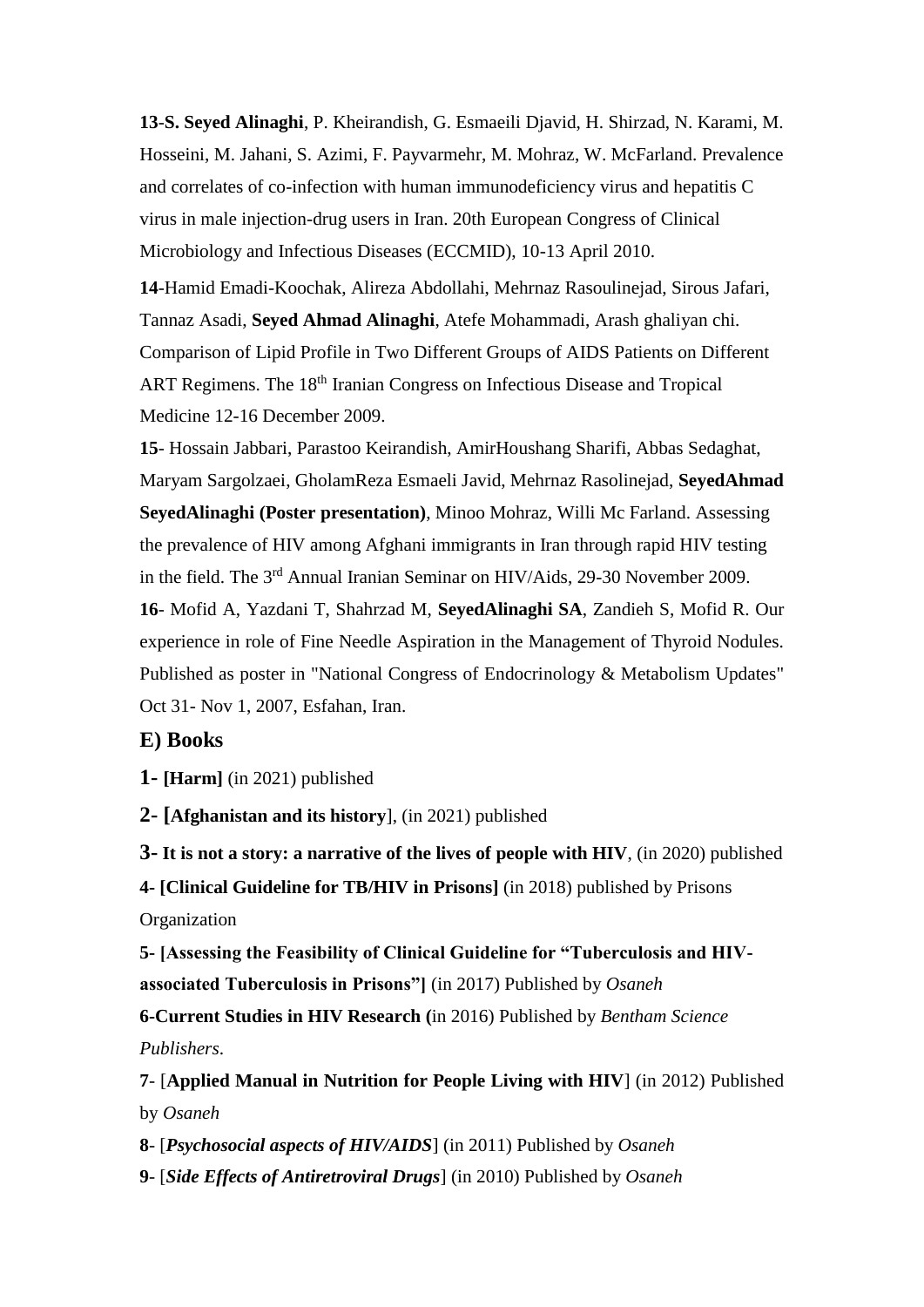**13-S. Seyed Alinaghi**, P. Kheirandish, G. Esmaeili Djavid, H. Shirzad, N. Karami, M. Hosseini, M. Jahani, S. Azimi, F. Payvarmehr, M. Mohraz, W. McFarland. Prevalence and correlates of co-infection with human immunodeficiency virus and hepatitis C virus in male injection-drug users in Iran. 20th European Congress of Clinical Microbiology and Infectious Diseases (ECCMID), 10-13 April 2010.

**14**-Hamid Emadi-Koochak, Alireza Abdollahi, Mehrnaz Rasoulinejad, Sirous Jafari, Tannaz Asadi, **Seyed Ahmad Alinaghi**, Atefe Mohammadi, Arash ghaliyan chi. Comparison of Lipid Profile in Two Different Groups of AIDS Patients on Different ART Regimens. The 18th Iranian Congress on Infectious Disease and Tropical Medicine 12-16 December 2009.

**15**- Hossain Jabbari, Parastoo Keirandish, AmirHoushang Sharifi, Abbas Sedaghat, Maryam Sargolzaei, GholamReza Esmaeli Javid, Mehrnaz Rasolinejad, **SeyedAhmad SeyedAlinaghi (Poster presentation)**, Minoo Mohraz, Willi Mc Farland. Assessing the prevalence of HIV among Afghani immigrants in Iran through rapid HIV testing in the field. The 3rd Annual Iranian Seminar on HIV/Aids, 29-30 November 2009.

**16**- Mofid A, Yazdani T, Shahrzad M, **SeyedAlinaghi SA**, Zandieh S, Mofid R. Our experience in role of Fine Needle Aspiration in the Management of Thyroid Nodules. Published as poster in "National Congress of Endocrinology & Metabolism Updates" Oct 31- Nov 1, 2007, Esfahan, Iran.

## E) Books

**1- [Harm]** (in 2021) published

**2- [Afghanistan and its history**], (in 2021) published

**3- It is not a story: a narrative of the lives of people with HIV**, (in 2020) published

**4- [Clinical Guideline for TB/HIV in Prisons]** (in 2018) published by Prisons Organization

**5- [Assessing the Feasibility of Clinical Guideline for "Tuberculosis and HIV-associated Tuberculosis in Prisons"]** (in 2017) Published by *Osaneh*

**6-Current Studies in HIV Research (**in 2016) Published by *Bentham Science Publishers*.

**7**- [**Applied Manual in Nutrition for People Living with HIV**] (in 2012) Published by *Osaneh*

**8**- [***Psychosocial aspects of HIV/AIDS***] (in 2011) Published by *Osaneh*

**9**- [***Side Effects of Antiretroviral Drugs***] (in 2010) Published by *Osaneh*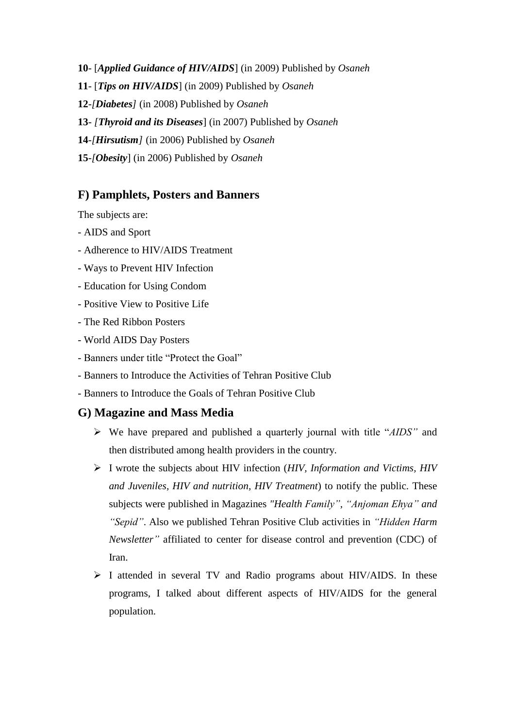**10**- [***Applied Guidance of HIV/AIDS***] (in 2009) Published by *Osaneh*

**11**- [***Tips on HIV/AIDS***] (in 2009) Published by *Osaneh*

**12**-*[**Diabetes**]* (in 2008) Published by *Osaneh*

**13**- *[**Thyroid and its Diseases**]* (in 2007) Published by *Osaneh*

**14**-*[**Hirsutism**]* (in 2006) Published by *Osaneh*

**15**-*[**Obesity**]* (in 2006) Published by *Osaneh*

## F) Pamphlets, Posters and Banners

The subjects are:

- AIDS and Sport
- Adherence to HIV/AIDS Treatment
- Ways to Prevent HIV Infection
- Education for Using Condom
- Positive View to Positive Life
- The Red Ribbon Posters
- World AIDS Day Posters
- Banners under title "Protect the Goal"
- Banners to Introduce the Activities of Tehran Positive Club
- Banners to Introduce the Goals of Tehran Positive Club

## G) Magazine and Mass Media

- We have prepared and published a quarterly journal with title "*AIDS"* and then distributed among health providers in the country.
- I wrote the subjects about HIV infection (*HIV, Information and Victims, HIV and Juveniles, HIV and nutrition, HIV Treatment*) to notify the public. These subjects were published in Magazines *"Health Family", "Anjoman Ehya" and "Sepid"*. Also we published Tehran Positive Club activities in *"Hidden Harm Newsletter"* affiliated to center for disease control and prevention (CDC) of Iran.
- I attended in several TV and Radio programs about HIV/AIDS. In these programs, I talked about different aspects of HIV/AIDS for the general population.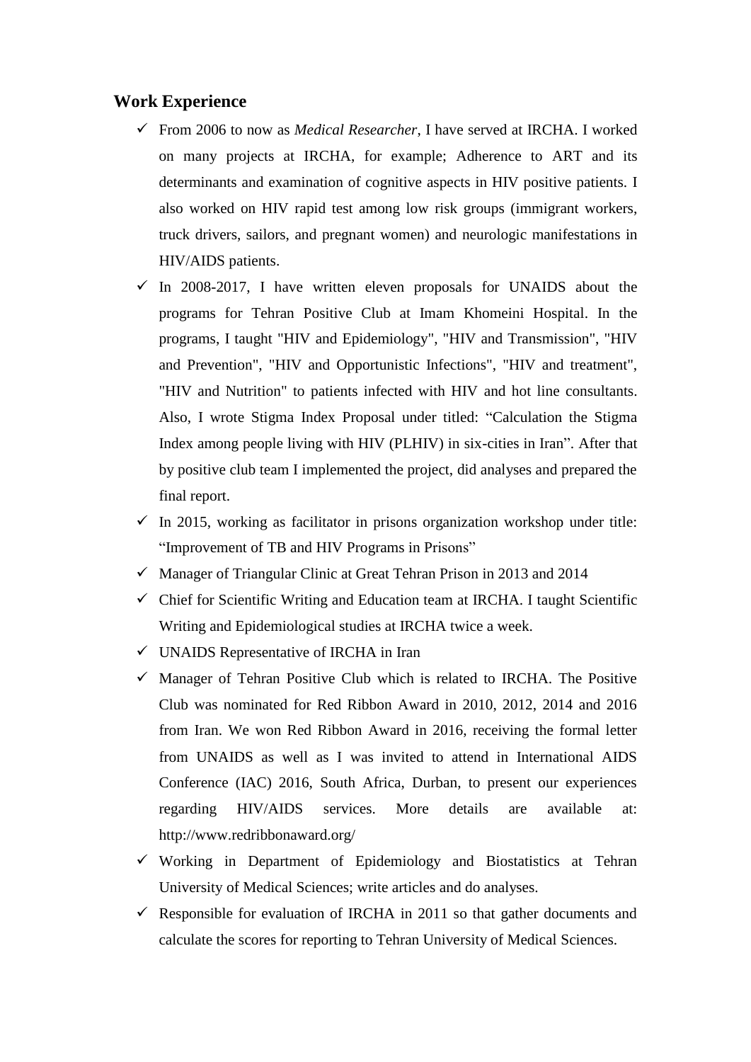## Work Experience

- ✓ From 2006 to now as *Medical Researcher*, I have served at IRCHA. I worked on many projects at IRCHA, for example; Adherence to ART and its determinants and examination of cognitive aspects in HIV positive patients. I also worked on HIV rapid test among low risk groups (immigrant workers, truck drivers, sailors, and pregnant women) and neurologic manifestations in HIV/AIDS patients.
- ✓ In 2008-2017, I have written eleven proposals for UNAIDS about the programs for Tehran Positive Club at Imam Khomeini Hospital. In the programs, I taught "HIV and Epidemiology", "HIV and Transmission", "HIV and Prevention", "HIV and Opportunistic Infections", "HIV and treatment", "HIV and Nutrition" to patients infected with HIV and hot line consultants. Also, I wrote Stigma Index Proposal under titled: "Calculation the Stigma Index among people living with HIV (PLHIV) in six-cities in Iran". After that by positive club team I implemented the project, did analyses and prepared the final report.
- ✓ In 2015, working as facilitator in prisons organization workshop under title: "Improvement of TB and HIV Programs in Prisons"
- ✓ Manager of Triangular Clinic at Great Tehran Prison in 2013 and 2014
- ✓ Chief for Scientific Writing and Education team at IRCHA. I taught Scientific Writing and Epidemiological studies at IRCHA twice a week.
- ✓ UNAIDS Representative of IRCHA in Iran
- ✓ Manager of Tehran Positive Club which is related to IRCHA. The Positive Club was nominated for Red Ribbon Award in 2010, 2012, 2014 and 2016 from Iran. We won Red Ribbon Award in 2016, receiving the formal letter from UNAIDS as well as I was invited to attend in International AIDS Conference (IAC) 2016, South Africa, Durban, to present our experiences regarding HIV/AIDS services. More details are available at: http://www.redribbonaward.org/
- ✓ Working in Department of Epidemiology and Biostatistics at Tehran University of Medical Sciences; write articles and do analyses.
- ✓ Responsible for evaluation of IRCHA in 2011 so that gather documents and calculate the scores for reporting to Tehran University of Medical Sciences.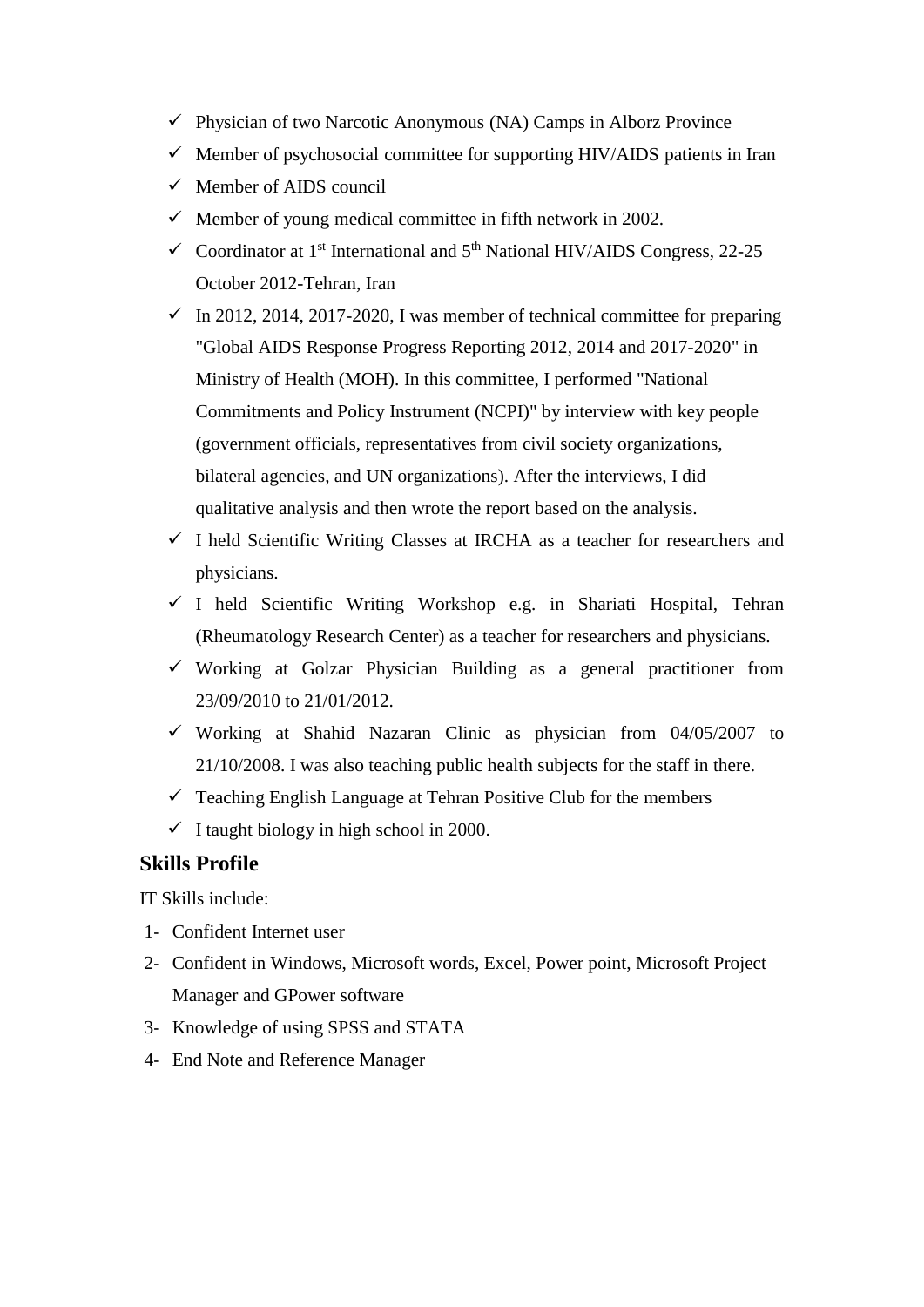- ✓ Physician of two Narcotic Anonymous (NA) Camps in Alborz Province
- ✓ Member of psychosocial committee for supporting HIV/AIDS patients in Iran
- ✓ Member of AIDS council
- ✓ Member of young medical committee in fifth network in 2002.
- ✓ Coordinator at 1st International and 5th National HIV/AIDS Congress, 22-25 October 2012-Tehran, Iran
- ✓ In 2012, 2014, 2017-2020, I was member of technical committee for preparing "Global AIDS Response Progress Reporting 2012, 2014 and 2017-2020" in Ministry of Health (MOH). In this committee, I performed "National Commitments and Policy Instrument (NCPI)" by interview with key people (government officials, representatives from civil society organizations, bilateral agencies, and UN organizations). After the interviews, I did qualitative analysis and then wrote the report based on the analysis.
- ✓ I held Scientific Writing Classes at IRCHA as a teacher for researchers and physicians.
- ✓ I held Scientific Writing Workshop e.g. in Shariati Hospital, Tehran (Rheumatology Research Center) as a teacher for researchers and physicians.
- ✓ Working at Golzar Physician Building as a general practitioner from 23/09/2010 to 21/01/2012.
- ✓ Working at Shahid Nazaran Clinic as physician from 04/05/2007 to 21/10/2008. I was also teaching public health subjects for the staff in there.
- ✓ Teaching English Language at Tehran Positive Club for the members
- ✓ I taught biology in high school in 2000.

## Skills Profile

IT Skills include:

1- Confident Internet user
2- Confident in Windows, Microsoft words, Excel, Power point, Microsoft Project Manager and GPower software
3- Knowledge of using SPSS and STATA
4- End Note and Reference Manager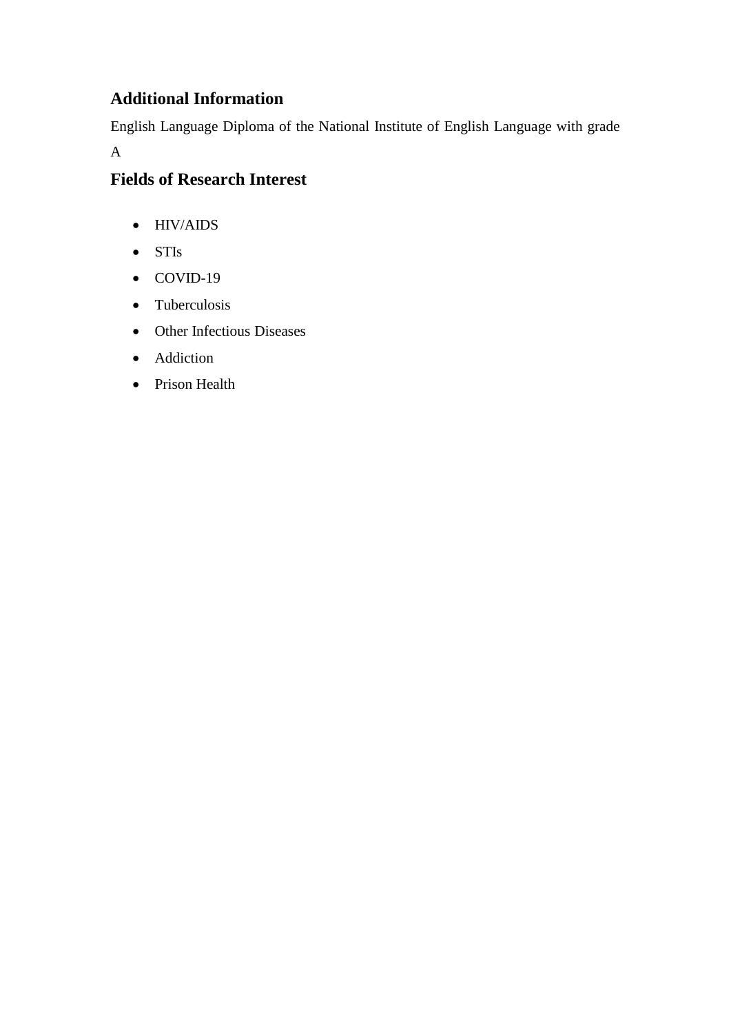## Additional Information

English Language Diploma of the National Institute of English Language with grade A

## Fields of Research Interest

- HIV/AIDS
- STIs
- COVID-19
- Tuberculosis
- Other Infectious Diseases
- Addiction
- Prison Health